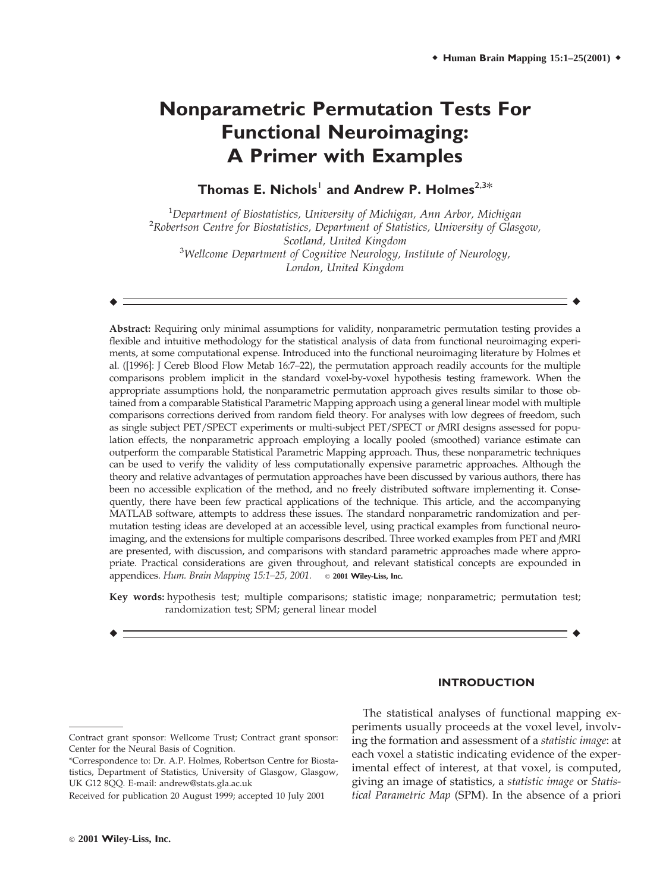# Nonparametric Permutation Tests For Functional Neuroimaging: A Primer with Examples

**Thomas E. Nichols**[1] **and Andrew P. Holmes**[2,3]*

[1]*Department of Biostatistics, University of Michigan, Ann Arbor, Michigan*
[2]*Robertson Centre for Biostatistics, Department of Statistics, University of Glasgow, Scotland, United Kingdom*
[3]*Wellcome Department of Cognitive Neurology, Institute of Neurology, London, United Kingdom*

---

**Abstract:** Requiring only minimal assumptions for validity, nonparametric permutation testing provides a flexible and intuitive methodology for the statistical analysis of data from functional neuroimaging experiments, at some computational expense. Introduced into the functional neuroimaging literature by Holmes et al. ([1996]: J Cereb Blood Flow Metab 16:7–22), the permutation approach readily accounts for the multiple comparisons problem implicit in the standard voxel-by-voxel hypothesis testing framework. When the appropriate assumptions hold, the nonparametric permutation approach gives results similar to those obtained from a comparable Statistical Parametric Mapping approach using a general linear model with multiple comparisons corrections derived from random field theory. For analyses with low degrees of freedom, such as single subject PET/SPECT experiments or multi-subject PET/SPECT or *f*MRI designs assessed for population effects, the nonparametric approach employing a locally pooled (smoothed) variance estimate can outperform the comparable Statistical Parametric Mapping approach. Thus, these nonparametric techniques can be used to verify the validity of less computationally expensive parametric approaches. Although the theory and relative advantages of permutation approaches have been discussed by various authors, there has been no accessible explication of the method, and no freely distributed software implementing it. Consequently, there have been few practical applications of the technique. This article, and the accompanying MATLAB software, attempts to address these issues. The standard nonparametric randomization and permutation testing ideas are developed at an accessible level, using practical examples from functional neuroimaging, and the extensions for multiple comparisons described. Three worked examples from PET and *f*MRI are presented, with discussion, and comparisons with standard parametric approaches made where appropriate. Practical considerations are given throughout, and relevant statistical concepts are expounded in appendices. *Hum. Brain Mapping 15:1–25, 2001.* © **2001 Wiley-Liss, Inc.**

**Key words:** hypothesis test; multiple comparisons; statistic image; nonparametric; permutation test; randomization test; SPM; general linear model

---

## INTRODUCTION

The statistical analyses of functional mapping experiments usually proceeds at the voxel level, involving the formation and assessment of a *statistic image*: at each voxel a statistic indicating evidence of the experimental effect of interest, at that voxel, is computed, giving an image of statistics, a *statistic image* or *Statistical Parametric Map* (SPM). In the absence of a priori

---

Contract grant sponsor: Wellcome Trust; Contract grant sponsor: Center for the Neural Basis of Cognition.

*Correspondence to: Dr. A.P. Holmes, Robertson Centre for Biostatistics, Department of Statistics, University of Glasgow, Glasgow, UK G12 8QQ. E-mail: andrew@stats.gla.ac.uk

Received for publication 20 August 1999; accepted 10 July 2001

© 2001 Wiley-Liss, Inc.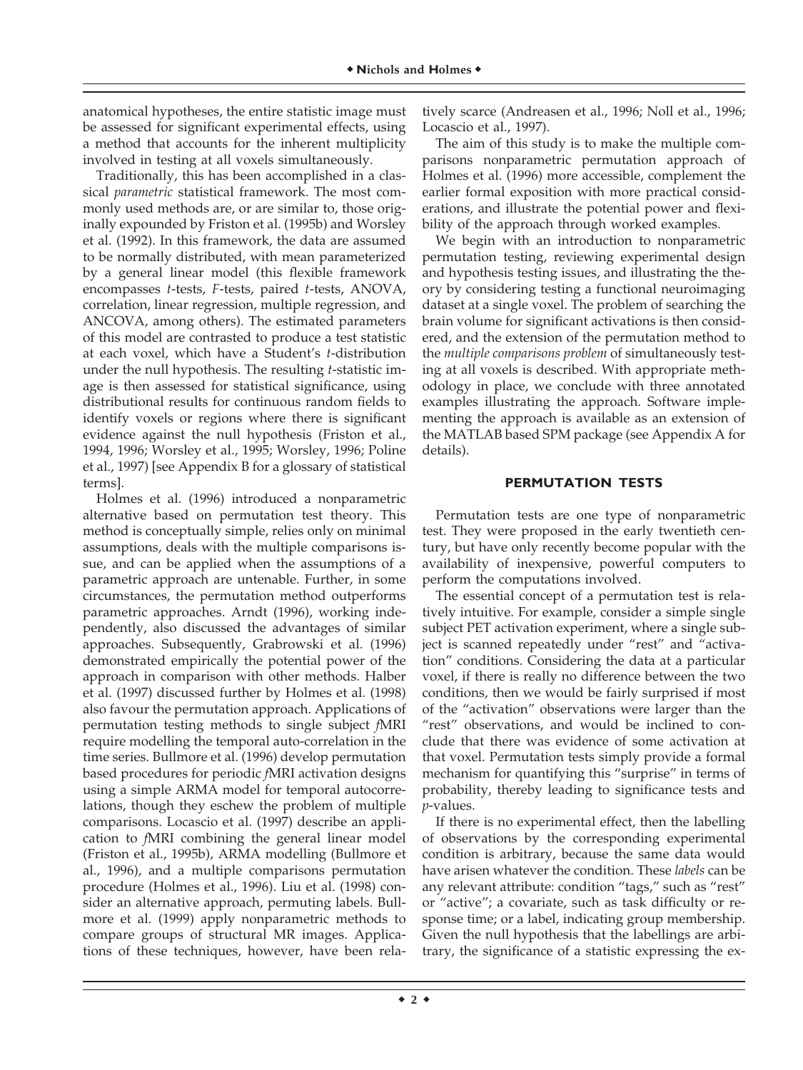anatomical hypotheses, the entire statistic image must be assessed for significant experimental effects, using a method that accounts for the inherent multiplicity involved in testing at all voxels simultaneously.

Traditionally, this has been accomplished in a classical *parametric* statistical framework. The most commonly used methods are, or are similar to, those originally expounded by Friston et al. (1995b) and Worsley et al. (1992). In this framework, the data are assumed to be normally distributed, with mean parameterized by a general linear model (this flexible framework encompasses *t*-tests, *F*-tests, paired *t*-tests, ANOVA, correlation, linear regression, multiple regression, and ANCOVA, among others). The estimated parameters of this model are contrasted to produce a test statistic at each voxel, which have a Student's *t*-distribution under the null hypothesis. The resulting *t*-statistic image is then assessed for statistical significance, using distributional results for continuous random fields to identify voxels or regions where there is significant evidence against the null hypothesis (Friston et al., 1994, 1996; Worsley et al., 1995; Worsley, 1996; Poline et al., 1997) [see Appendix B for a glossary of statistical terms].

Holmes et al. (1996) introduced a nonparametric alternative based on permutation test theory. This method is conceptually simple, relies only on minimal assumptions, deals with the multiple comparisons issue, and can be applied when the assumptions of a parametric approach are untenable. Further, in some circumstances, the permutation method outperforms parametric approaches. Arndt (1996), working independently, also discussed the advantages of similar approaches. Subsequently, Grabrowski et al. (1996) demonstrated empirically the potential power of the approach in comparison with other methods. Halber et al. (1997) discussed further by Holmes et al. (1998) also favour the permutation approach. Applications of permutation testing methods to single subject *f*MRI require modelling the temporal auto-correlation in the time series. Bullmore et al. (1996) develop permutation based procedures for periodic *f*MRI activation designs using a simple ARMA model for temporal autocorrelations, though they eschew the problem of multiple comparisons. Locascio et al. (1997) describe an application to *f*MRI combining the general linear model (Friston et al., 1995b), ARMA modelling (Bullmore et al., 1996), and a multiple comparisons permutation procedure (Holmes et al., 1996). Liu et al. (1998) consider an alternative approach, permuting labels. Bullmore et al. (1999) apply nonparametric methods to compare groups of structural MR images. Applications of these techniques, however, have been relatively scarce (Andreasen et al., 1996; Noll et al., 1996; Locascio et al., 1997).

The aim of this study is to make the multiple comparisons nonparametric permutation approach of Holmes et al. (1996) more accessible, complement the earlier formal exposition with more practical considerations, and illustrate the potential power and flexibility of the approach through worked examples.

We begin with an introduction to nonparametric permutation testing, reviewing experimental design and hypothesis testing issues, and illustrating the theory by considering testing a functional neuroimaging dataset at a single voxel. The problem of searching the brain volume for significant activations is then considered, and the extension of the permutation method to the *multiple comparisons problem* of simultaneously testing at all voxels is described. With appropriate methodology in place, we conclude with three annotated examples illustrating the approach. Software implementing the approach is available as an extension of the MATLAB based SPM package (see Appendix A for details).

## PERMUTATION TESTS

Permutation tests are one type of nonparametric test. They were proposed in the early twentieth century, but have only recently become popular with the availability of inexpensive, powerful computers to perform the computations involved.

The essential concept of a permutation test is relatively intuitive. For example, consider a simple single subject PET activation experiment, where a single subject is scanned repeatedly under "rest" and "activation" conditions. Considering the data at a particular voxel, if there is really no difference between the two conditions, then we would be fairly surprised if most of the "activation" observations were larger than the "rest" observations, and would be inclined to conclude that there was evidence of some activation at that voxel. Permutation tests simply provide a formal mechanism for quantifying this "surprise" in terms of probability, thereby leading to significance tests and *p*-values.

If there is no experimental effect, then the labelling of observations by the corresponding experimental condition is arbitrary, because the same data would have arisen whatever the condition. These *labels* can be any relevant attribute: condition "tags," such as "rest" or "active"; a covariate, such as task difficulty or response time; or a label, indicating group membership. Given the null hypothesis that the labellings are arbitrary, the significance of a statistic expressing the ex-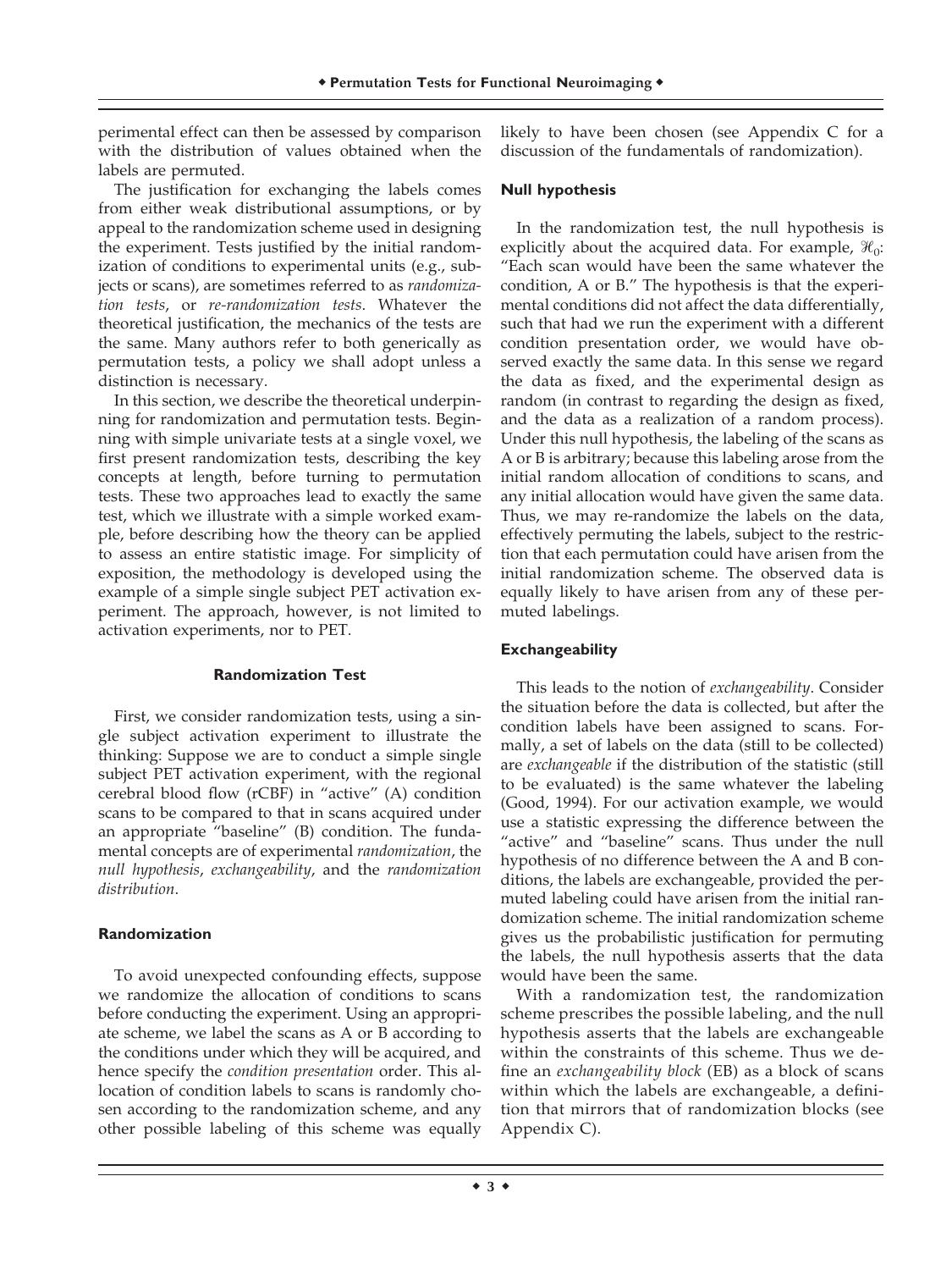perimental effect can then be assessed by comparison with the distribution of values obtained when the labels are permuted.

The justification for exchanging the labels comes from either weak distributional assumptions, or by appeal to the randomization scheme used in designing the experiment. Tests justified by the initial randomization of conditions to experimental units (e.g., subjects or scans), are sometimes referred to as *randomization tests*, or *re-randomization tests*. Whatever the theoretical justification, the mechanics of the tests are the same. Many authors refer to both generically as permutation tests, a policy we shall adopt unless a distinction is necessary.

In this section, we describe the theoretical underpinning for randomization and permutation tests. Beginning with simple univariate tests at a single voxel, we first present randomization tests, describing the key concepts at length, before turning to permutation tests. These two approaches lead to exactly the same test, which we illustrate with a simple worked example, before describing how the theory can be applied to assess an entire statistic image. For simplicity of exposition, the methodology is developed using the example of a simple single subject PET activation experiment. The approach, however, is not limited to activation experiments, nor to PET.

## Randomization Test

First, we consider randomization tests, using a single subject activation experiment to illustrate the thinking: Suppose we are to conduct a simple single subject PET activation experiment, with the regional cerebral blood flow (rCBF) in "active" (A) condition scans to be compared to that in scans acquired under an appropriate "baseline" (B) condition. The fundamental concepts are of experimental *randomization*, the *null hypothesis*, *exchangeability*, and the *randomization distribution*.

### Randomization

To avoid unexpected confounding effects, suppose we randomize the allocation of conditions to scans before conducting the experiment. Using an appropriate scheme, we label the scans as A or B according to the conditions under which they will be acquired, and hence specify the *condition presentation* order. This allocation of condition labels to scans is randomly chosen according to the randomization scheme, and any other possible labeling of this scheme was equally likely to have been chosen (see Appendix C for a discussion of the fundamentals of randomization).

### Null hypothesis

In the randomization test, the null hypothesis is explicitly about the acquired data. For example, $\mathcal{H}_0$: "Each scan would have been the same whatever the condition, A or B." The hypothesis is that the experimental conditions did not affect the data differentially, such that had we run the experiment with a different condition presentation order, we would have observed exactly the same data. In this sense we regard the data as fixed, and the experimental design as random (in contrast to regarding the design as fixed, and the data as a realization of a random process). Under this null hypothesis, the labeling of the scans as A or B is arbitrary; because this labeling arose from the initial random allocation of conditions to scans, and any initial allocation would have given the same data. Thus, we may re-randomize the labels on the data, effectively permuting the labels, subject to the restriction that each permutation could have arisen from the initial randomization scheme. The observed data is equally likely to have arisen from any of these permuted labelings.

### Exchangeability

This leads to the notion of *exchangeability*. Consider the situation before the data is collected, but after the condition labels have been assigned to scans. Formally, a set of labels on the data (still to be collected) are *exchangeable* if the distribution of the statistic (still to be evaluated) is the same whatever the labeling (Good, 1994). For our activation example, we would use a statistic expressing the difference between the "active" and "baseline" scans. Thus under the null hypothesis of no difference between the A and B conditions, the labels are exchangeable, provided the permuted labeling could have arisen from the initial randomization scheme. The initial randomization scheme gives us the probabilistic justification for permuting the labels, the null hypothesis asserts that the data would have been the same.

With a randomization test, the randomization scheme prescribes the possible labeling, and the null hypothesis asserts that the labels are exchangeable within the constraints of this scheme. Thus we define an *exchangeability block* (EB) as a block of scans within which the labels are exchangeable, a definition that mirrors that of randomization blocks (see Appendix C).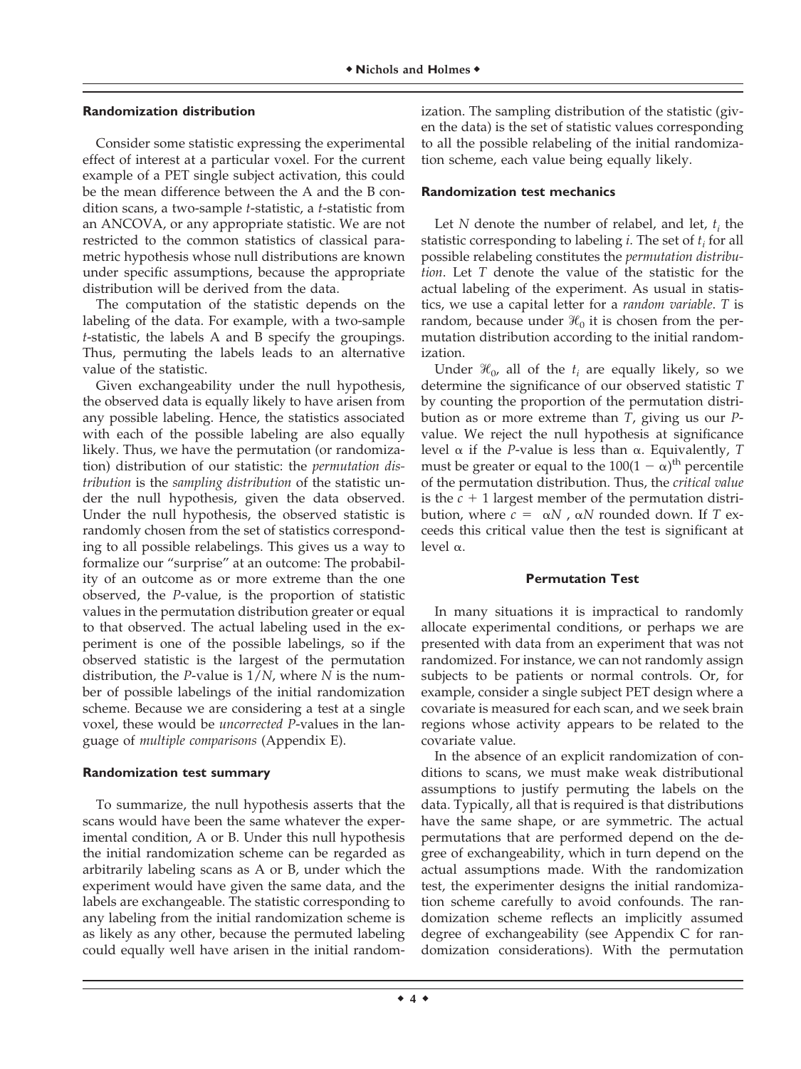### Randomization distribution

Consider some statistic expressing the experimental effect of interest at a particular voxel. For the current example of a PET single subject activation, this could be the mean difference between the A and the B condition scans, a two-sample *t*-statistic, a *t*-statistic from an ANCOVA, or any appropriate statistic. We are not restricted to the common statistics of classical parametric hypothesis whose null distributions are known under specific assumptions, because the appropriate distribution will be derived from the data.

The computation of the statistic depends on the labeling of the data. For example, with a two-sample *t*-statistic, the labels A and B specify the groupings. Thus, permuting the labels leads to an alternative value of the statistic.

Given exchangeability under the null hypothesis, the observed data is equally likely to have arisen from any possible labeling. Hence, the statistics associated with each of the possible labeling are also equally likely. Thus, we have the permutation (or randomization) distribution of our statistic: the *permutation distribution* is the *sampling distribution* of the statistic under the null hypothesis, given the data observed. Under the null hypothesis, the observed statistic is randomly chosen from the set of statistics corresponding to all possible relabelings. This gives us a way to formalize our "surprise" at an outcome: The probability of an outcome as or more extreme than the one observed, the *P*-value, is the proportion of statistic values in the permutation distribution greater or equal to that observed. The actual labeling used in the experiment is one of the possible labelings, so if the observed statistic is the largest of the permutation distribution, the *P*-value is $1/N$, where $N$ is the number of possible labelings of the initial randomization scheme. Because we are considering a test at a single voxel, these would be *uncorrected P*-values in the language of *multiple comparisons* (Appendix E).

### Randomization test summary

To summarize, the null hypothesis asserts that the scans would have been the same whatever the experimental condition, A or B. Under this null hypothesis the initial randomization scheme can be regarded as arbitrarily labeling scans as A or B, under which the experiment would have given the same data, and the labels are exchangeable. The statistic corresponding to any labeling from the initial randomization scheme is as likely as any other, because the permuted labeling could equally well have arisen in the initial randomization. The sampling distribution of the statistic (given the data) is the set of statistic values corresponding to all the possible relabeling of the initial randomization scheme, each value being equally likely.

### Randomization test mechanics

Let $N$ denote the number of relabel, and let, $t_i$ the statistic corresponding to labeling $i$. The set of $t_i$ for all possible relabeling constitutes the *permutation distribution*. Let $T$ denote the value of the statistic for the actual labeling of the experiment. As usual in statistics, we use a capital letter for a *random variable*. $T$ is random, because under $\mathcal{H}_0$ it is chosen from the permutation distribution according to the initial randomization.

Under $\mathcal{H}_0$, all of the $t_i$ are equally likely, so we determine the significance of our observed statistic $T$ by counting the proportion of the permutation distribution as or more extreme than $T$, giving us our *P*-value. We reject the null hypothesis at significance level $\alpha$ if the *P*-value is less than $\alpha$. Equivalently, $T$ must be greater or equal to the $100(1 - \alpha)^{\text{th}}$ percentile of the permutation distribution. Thus, the *critical value* is the $c + 1$ largest member of the permutation distribution, where $c = \lfloor \alpha N \rfloor$, $\alpha N$ rounded down. If $T$ exceeds this critical value then the test is significant at level $\alpha$.

## Permutation Test

In many situations it is impractical to randomly allocate experimental conditions, or perhaps we are presented with data from an experiment that was not randomized. For instance, we can not randomly assign subjects to be patients or normal controls. Or, for example, consider a single subject PET design where a covariate is measured for each scan, and we seek brain regions whose activity appears to be related to the covariate value.

In the absence of an explicit randomization of conditions to scans, we must make weak distributional assumptions to justify permuting the labels on the data. Typically, all that is required is that distributions have the same shape, or are symmetric. The actual permutations that are performed depend on the degree of exchangeability, which in turn depend on the actual assumptions made. With the randomization test, the experimenter designs the initial randomization scheme carefully to avoid confounds. The randomization scheme reflects an implicitly assumed degree of exchangeability (see Appendix C for randomization considerations). With the permutation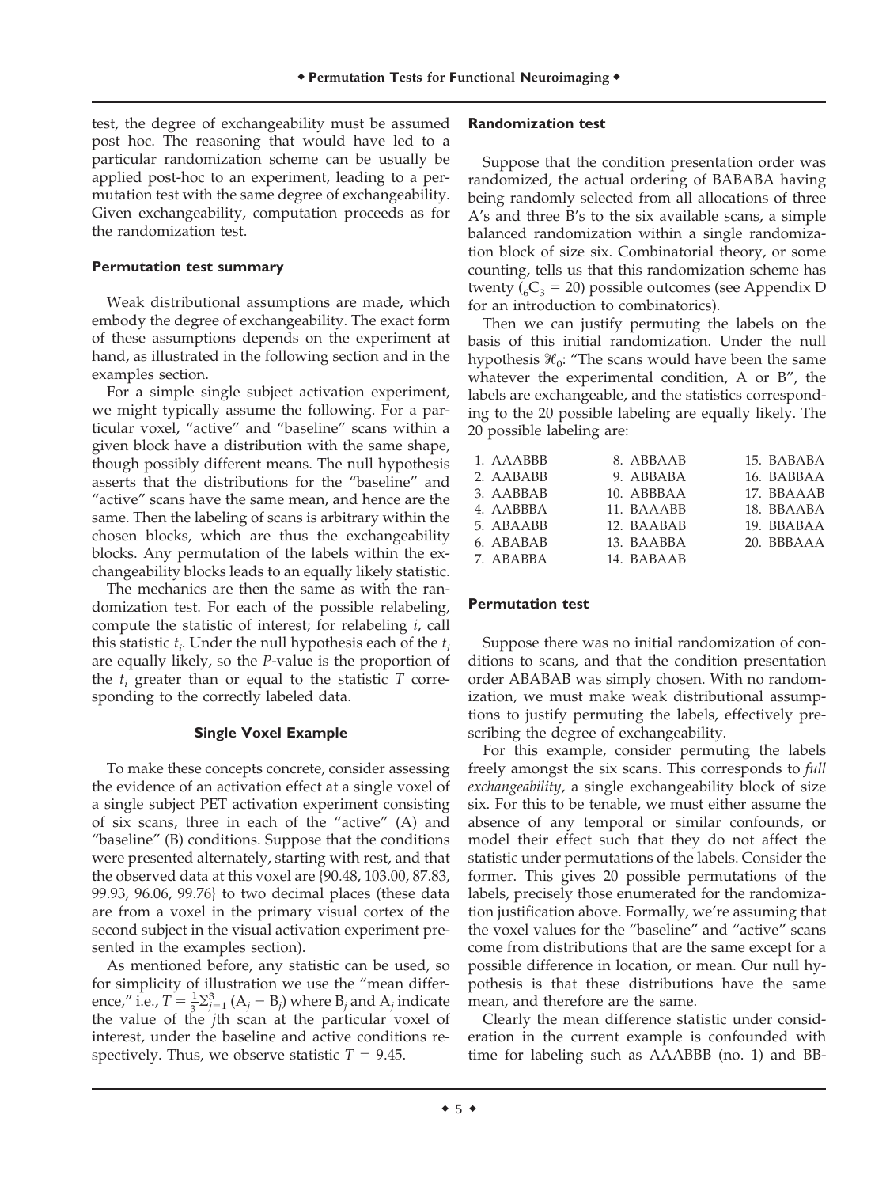test, the degree of exchangeability must be assumed post hoc. The reasoning that would have led to a particular randomization scheme can be usually be applied post-hoc to an experiment, leading to a permutation test with the same degree of exchangeability. Given exchangeability, computation proceeds as for the randomization test.

### Permutation test summary

Weak distributional assumptions are made, which embody the degree of exchangeability. The exact form of these assumptions depends on the experiment at hand, as illustrated in the following section and in the examples section.

For a simple single subject activation experiment, we might typically assume the following. For a particular voxel, "active" and "baseline" scans within a given block have a distribution with the same shape, though possibly different means. The null hypothesis asserts that the distributions for the "baseline" and "active" scans have the same mean, and hence are the same. Then the labeling of scans is arbitrary within the chosen blocks, which are thus the exchangeability blocks. Any permutation of the labels within the exchangeability blocks leads to an equally likely statistic.

The mechanics are then the same as with the randomization test. For each of the possible relabeling, compute the statistic of interest; for relabeling $i$, call this statistic $t_i$. Under the null hypothesis each of the $t_i$ are equally likely, so the $P$-value is the proportion of the $t_i$ greater than or equal to the statistic $T$ corresponding to the correctly labeled data.

## Single Voxel Example

To make these concepts concrete, consider assessing the evidence of an activation effect at a single voxel of a single subject PET activation experiment consisting of six scans, three in each of the "active" (A) and "baseline" (B) conditions. Suppose that the conditions were presented alternately, starting with rest, and that the observed data at this voxel are {90.48, 103.00, 87.83, 99.93, 96.06, 99.76} to two decimal places (these data are from a voxel in the primary visual cortex of the second subject in the visual activation experiment presented in the examples section).

As mentioned before, any statistic can be used, so for simplicity of illustration we use the "mean difference," i.e., $T = \frac{1}{3}\sum_{j=1}^{3} (A_j - B_j)$ where $B_j$ and $A_j$ indicate the value of the $j$th scan at the particular voxel of interest, under the baseline and active conditions respectively. Thus, we observe statistic $T = 9.45$.

### Randomization test

Suppose that the condition presentation order was randomized, the actual ordering of BABABA having being randomly selected from all allocations of three A's and three B's to the six available scans, a simple balanced randomization within a single randomization block of size six. Combinatorial theory, or some counting, tells us that this randomization scheme has twenty (${}_6C_3 = 20$) possible outcomes (see Appendix D for an introduction to combinatorics).

Then we can justify permuting the labels on the basis of this initial randomization. Under the null hypothesis $\mathcal{H}_0$: "The scans would have been the same whatever the experimental condition, A or B", the labels are exchangeable, and the statistics corresponding to the 20 possible labeling are equally likely. The 20 possible labeling are:

| | | |
|---|---|---|
| 1. AAABBB | 8. ABBAAB | 15. BABABA |
| 2. AABABB | 9. ABBABA | 16. BABBAA |
| 3. AABBAB | 10. ABBBAA | 17. BBAAAB |
| 4. AABBBA | 11. BAAABB | 18. BBAABA |
| 5. ABAABB | 12. BAABAB | 19. BBABAA |
| 6. ABABAB | 13. BAABBA | 20. BBBAAA |
| 7. ABABBA | 14. BABAAB | |

### Permutation test

Suppose there was no initial randomization of conditions to scans, and that the condition presentation order ABABAB was simply chosen. With no randomization, we must make weak distributional assumptions to justify permuting the labels, effectively prescribing the degree of exchangeability.

For this example, consider permuting the labels freely amongst the six scans. This corresponds to *full exchangeability*, a single exchangeability block of size six. For this to be tenable, we must either assume the absence of any temporal or similar confounds, or model their effect such that they do not affect the statistic under permutations of the labels. Consider the former. This gives 20 possible permutations of the labels, precisely those enumerated for the randomization justification above. Formally, we're assuming that the voxel values for the "baseline" and "active" scans come from distributions that are the same except for a possible difference in location, or mean. Our null hypothesis is that these distributions have the same mean, and therefore are the same.

Clearly the mean difference statistic under consideration in the current example is confounded with time for labeling such as AAABBB (no. 1) and BB-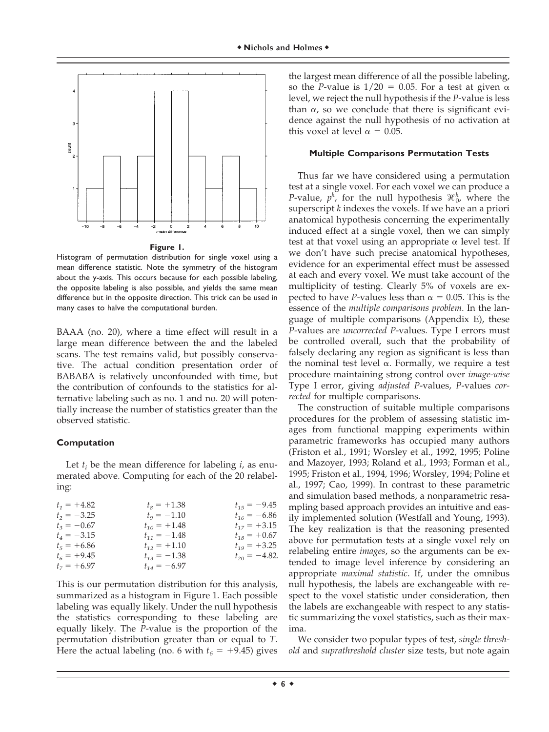**Figure 1.**

Histogram of permutation distribution for single voxel using a mean difference statistic. Note the symmetry of the histogram about the y-axis. This occurs because for each possible labeling, the opposite labeling is also possible, and yields the same mean difference but in the opposite direction. This trick can be used in many cases to halve the computational burden.

BAAA (no. 20), where a time effect will result in a large mean difference between the and the labeled scans. The test remains valid, but possibly conservative. The actual condition presentation order of BABABA is relatively unconfounded with time, but the contribution of confounds to the statistics for alternative labeling such as no. 1 and no. 20 will potentially increase the number of statistics greater than the observed statistic.

### Computation

Let $t_i$ be the mean difference for labeling $i$, as enumerated above. Computing for each of the 20 relabeling:

| | | |
|---|---|---|
| $t_1 = +4.82$ | $t_8 = +1.38$ | $t_{15} = -9.45$ |
| $t_2 = -3.25$ | $t_9 = -1.10$ | $t_{16} = -6.86$ |
| $t_3 = -0.67$ | $t_{10} = +1.48$ | $t_{17} = +3.15$ |
| $t_4 = -3.15$ | $t_{11} = -1.48$ | $t_{18} = +0.67$ |
| $t_5 = +6.86$ | $t_{12} = +1.10$ | $t_{19} = +3.25$ |
| $t_6 = +9.45$ | $t_{13} = -1.38$ | $t_{20} = -4.82.$ |
| $t_7 = +6.97$ | $t_{14} = -6.97$ | |

This is our permutation distribution for this analysis, summarized as a histogram in Figure 1. Each possible labeling was equally likely. Under the null hypothesis the statistics corresponding to these labeling are equally likely. The $P$-value is the proportion of the permutation distribution greater than or equal to $T$. Here the actual labeling (no. 6 with $t_6 = +9.45$) gives the largest mean difference of all the possible labeling, so the $P$-value is $1/20 = 0.05$. For a test at given $\alpha$ level, we reject the null hypothesis if the $P$-value is less than $\alpha$, so we conclude that there is significant evidence against the null hypothesis of no activation at this voxel at level $\alpha = 0.05$.

### Multiple Comparisons Permutation Tests

Thus far we have considered using a permutation test at a single voxel. For each voxel we can produce a $P$-value, $p^k$, for the null hypothesis $\mathcal{H}_0^k$, where the superscript $k$ indexes the voxels. If we have an a priori anatomical hypothesis concerning the experimentally induced effect at a single voxel, then we can simply test at that voxel using an appropriate $\alpha$ level test. If we don't have such precise anatomical hypotheses, evidence for an experimental effect must be assessed at each and every voxel. We must take account of the multiplicity of testing. Clearly 5% of voxels are expected to have $P$-values less than $\alpha = 0.05$. This is the essence of the *multiple comparisons problem*. In the language of multiple comparisons (Appendix E), these $P$-values are *uncorrected* $P$-values. Type I errors must be controlled overall, such that the probability of falsely declaring any region as significant is less than the nominal test level $\alpha$. Formally, we require a test procedure maintaining strong control over *image-wise* Type I error, giving *adjusted* $P$-values, $P$-values *corrected* for multiple comparisons.

The construction of suitable multiple comparisons procedures for the problem of assessing statistic images from functional mapping experiments within parametric frameworks has occupied many authors (Friston et al., 1991; Worsley et al., 1992, 1995; Poline and Mazoyer, 1993; Roland et al., 1993; Forman et al., 1995; Friston et al., 1994, 1996; Worsley, 1994; Poline et al., 1997; Cao, 1999). In contrast to these parametric and simulation based methods, a nonparametric resampling based approach provides an intuitive and easily implemented solution (Westfall and Young, 1993). The key realization is that the reasoning presented above for permutation tests at a single voxel rely on relabeling entire *images*, so the arguments can be extended to image level inference by considering an appropriate *maximal statistic*. If, under the omnibus null hypothesis, the labels are exchangeable with respect to the voxel statistic under consideration, then the labels are exchangeable with respect to any statistic summarizing the voxel statistics, such as their maxima.

We consider two popular types of test, *single threshold* and *suprathreshold cluster* size tests, but note again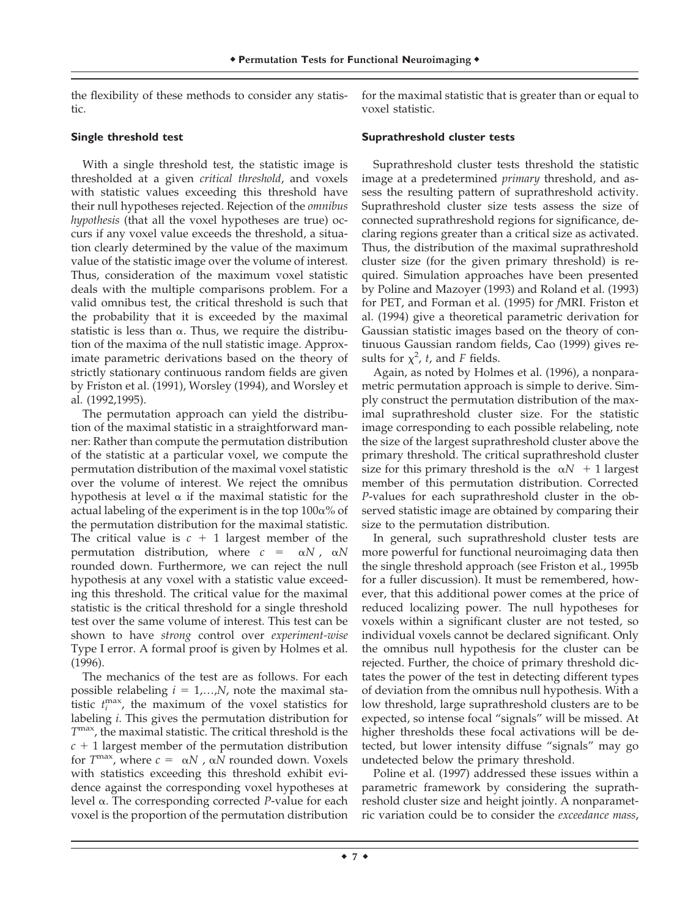the flexibility of these methods to consider any statistic.

### Single threshold test

With a single threshold test, the statistic image is thresholded at a given *critical threshold*, and voxels with statistic values exceeding this threshold have their null hypotheses rejected. Rejection of the *omnibus hypothesis* (that all the voxel hypotheses are true) occurs if any voxel value exceeds the threshold, a situation clearly determined by the value of the maximum value of the statistic image over the volume of interest. Thus, consideration of the maximum voxel statistic deals with the multiple comparisons problem. For a valid omnibus test, the critical threshold is such that the probability that it is exceeded by the maximal statistic is less than $\alpha$. Thus, we require the distribution of the maxima of the null statistic image. Approximate parametric derivations based on the theory of strictly stationary continuous random fields are given by Friston et al. (1991), Worsley (1994), and Worsley et al. (1992,1995).

The permutation approach can yield the distribution of the maximal statistic in a straightforward manner: Rather than compute the permutation distribution of the statistic at a particular voxel, we compute the permutation distribution of the maximal voxel statistic over the volume of interest. We reject the omnibus hypothesis at level $\alpha$ if the maximal statistic for the actual labeling of the experiment is in the top $100\alpha\%$ of the permutation distribution for the maximal statistic. The critical value is $c + 1$ largest member of the permutation distribution, where $c = \lfloor \alpha N \rfloor$, $\alpha N$ rounded down. Furthermore, we can reject the null hypothesis at any voxel with a statistic value exceeding this threshold. The critical value for the maximal statistic is the critical threshold for a single threshold test over the same volume of interest. This test can be shown to have *strong* control over *experiment-wise* Type I error. A formal proof is given by Holmes et al. (1996).

The mechanics of the test are as follows. For each possible relabeling $i = 1,\ldots,N$, note the maximal statistic $t_i^{max}$, the maximum of the voxel statistics for labeling $i$. This gives the permutation distribution for $T^{max}$, the maximal statistic. The critical threshold is the $c + 1$ largest member of the permutation distribution for $T^{max}$, where $c = \lfloor \alpha N \rfloor$, $\alpha N$ rounded down. Voxels with statistics exceeding this threshold exhibit evidence against the corresponding voxel hypotheses at level $\alpha$. The corresponding corrected $P$-value for each voxel is the proportion of the permutation distribution for the maximal statistic that is greater than or equal to voxel statistic.

### Suprathreshold cluster tests

Suprathreshold cluster tests threshold the statistic image at a predetermined *primary* threshold, and assess the resulting pattern of suprathreshold activity. Suprathreshold cluster size tests assess the size of connected suprathreshold regions for significance, declaring regions greater than a critical size as activated. Thus, the distribution of the maximal suprathreshold cluster size (for the given primary threshold) is required. Simulation approaches have been presented by Poline and Mazoyer (1993) and Roland et al. (1993) for PET, and Forman et al. (1995) for *f*MRI. Friston et al. (1994) give a theoretical parametric derivation for Gaussian statistic images based on the theory of continuous Gaussian random fields, Cao (1999) gives results for $\chi^2$, $t$, and $F$ fields.

Again, as noted by Holmes et al. (1996), a nonparametric permutation approach is simple to derive. Simply construct the permutation distribution of the maximal suprathreshold cluster size. For the statistic image corresponding to each possible relabeling, note the size of the largest suprathreshold cluster above the primary threshold. The critical suprathreshold cluster size for this primary threshold is the $\lfloor \alpha N \rfloor + 1$ largest member of this permutation distribution. Corrected $P$-values for each suprathreshold cluster in the observed statistic image are obtained by comparing their size to the permutation distribution.

In general, such suprathreshold cluster tests are more powerful for functional neuroimaging data then the single threshold approach (see Friston et al., 1995b for a fuller discussion). It must be remembered, however, that this additional power comes at the price of reduced localizing power. The null hypotheses for voxels within a significant cluster are not tested, so individual voxels cannot be declared significant. Only the omnibus null hypothesis for the cluster can be rejected. Further, the choice of primary threshold dictates the power of the test in detecting different types of deviation from the omnibus null hypothesis. With a low threshold, large suprathreshold clusters are to be expected, so intense focal "signals" will be missed. At higher thresholds these focal activations will be detected, but lower intensity diffuse "signals" may go undetected below the primary threshold.

Poline et al. (1997) addressed these issues within a parametric framework by considering the suprathreshold cluster size and height jointly. A nonparametric variation could be to consider the *exceedance mass*,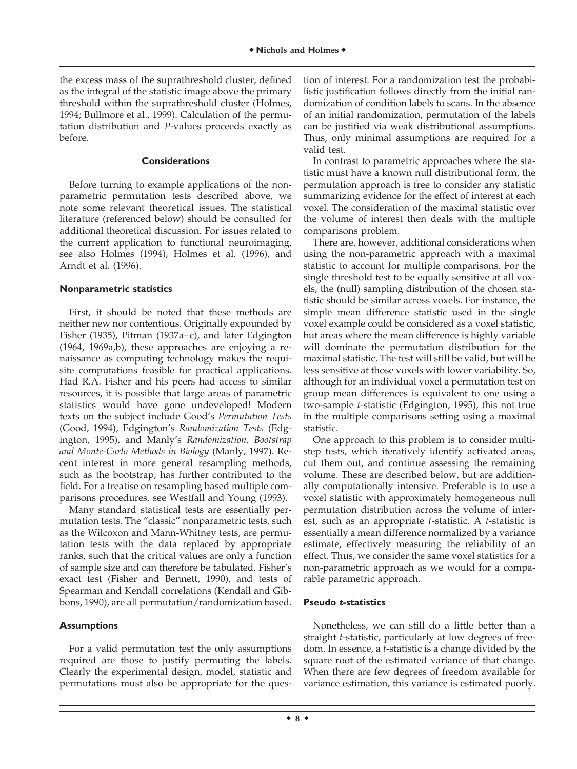the excess mass of the suprathreshold cluster, defined as the integral of the statistic image above the primary threshold within the suprathreshold cluster (Holmes, 1994; Bullmore et al., 1999). Calculation of the permutation distribution and *P*-values proceeds exactly as before.

## Considerations

Before turning to example applications of the nonparametric permutation tests described above, we note some relevant theoretical issues. The statistical literature (referenced below) should be consulted for additional theoretical discussion. For issues related to the current application to functional neuroimaging, see also Holmes (1994), Holmes et al. (1996), and Arndt et al. (1996).

### Nonparametric statistics

First, it should be noted that these methods are neither new nor contentious. Originally expounded by Fisher (1935), Pitman (1937a–c), and later Edgington (1964, 1969a,b), these approaches are enjoying a renaissance as computing technology makes the requisite computations feasible for practical applications. Had R.A. Fisher and his peers had access to similar resources, it is possible that large areas of parametric statistics would have gone undeveloped! Modern texts on the subject include Good's *Permutation Tests* (Good, 1994), Edgington's *Randomization Tests* (Edgington, 1995), and Manly's *Randomization, Bootstrap and Monte-Carlo Methods in Biology* (Manly, 1997). Recent interest in more general resampling methods, such as the bootstrap, has further contributed to the field. For a treatise on resampling based multiple comparisons procedures, see Westfall and Young (1993).

Many standard statistical tests are essentially permutation tests. The "classic" nonparametric tests, such as the Wilcoxon and Mann-Whitney tests, are permutation tests with the data replaced by appropriate ranks, such that the critical values are only a function of sample size and can therefore be tabulated. Fisher's exact test (Fisher and Bennett, 1990), and tests of Spearman and Kendall correlations (Kendall and Gibbons, 1990), are all permutation/randomization based.

### Assumptions

For a valid permutation test the only assumptions required are those to justify permuting the labels. Clearly the experimental design, model, statistic and permutations must also be appropriate for the question of interest. For a randomization test the probabilistic justification follows directly from the initial randomization of condition labels to scans. In the absence of an initial randomization, permutation of the labels can be justified via weak distributional assumptions. Thus, only minimal assumptions are required for a valid test.

In contrast to parametric approaches where the statistic must have a known null distributional form, the permutation approach is free to consider any statistic summarizing evidence for the effect of interest at each voxel. The consideration of the maximal statistic over the volume of interest then deals with the multiple comparisons problem.

There are, however, additional considerations when using the non-parametric approach with a maximal statistic to account for multiple comparisons. For the single threshold test to be equally sensitive at all voxels, the (null) sampling distribution of the chosen statistic should be similar across voxels. For instance, the simple mean difference statistic used in the single voxel example could be considered as a voxel statistic, but areas where the mean difference is highly variable will dominate the permutation distribution for the maximal statistic. The test will still be valid, but will be less sensitive at those voxels with lower variability. So, although for an individual voxel a permutation test on group mean differences is equivalent to one using a two-sample *t*-statistic (Edgington, 1995), this not true in the multiple comparisons setting using a maximal statistic.

One approach to this problem is to consider multistep tests, which iteratively identify activated areas, cut them out, and continue assessing the remaining volume. These are described below, but are additionally computationally intensive. Preferable is to use a voxel statistic with approximately homogeneous null permutation distribution across the volume of interest, such as an appropriate *t*-statistic. A *t*-statistic is essentially a mean difference normalized by a variance estimate, effectively measuring the reliability of an effect. Thus, we consider the same voxel statistics for a non-parametric approach as we would for a comparable parametric approach.

### Pseudo *t*-statistics

Nonetheless, we can still do a little better than a straight *t*-statistic, particularly at low degrees of freedom. In essence, a *t*-statistic is a change divided by the square root of the estimated variance of that change. When there are few degrees of freedom available for variance estimation, this variance is estimated poorly.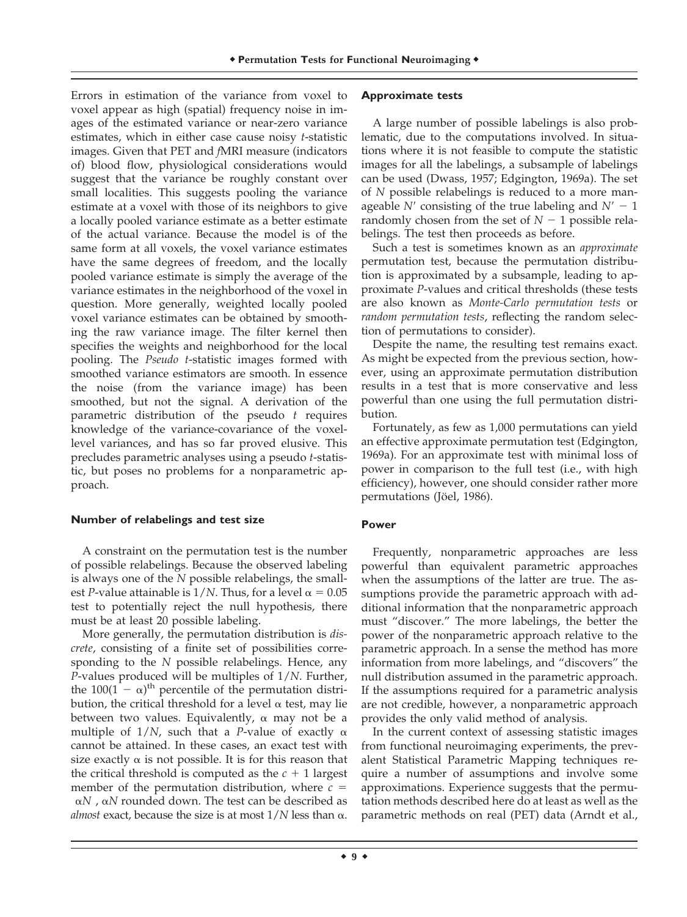Errors in estimation of the variance from voxel to voxel appear as high (spatial) frequency noise in images of the estimated variance or near-zero variance estimates, which in either case cause noisy *t*-statistic images. Given that PET and *f*MRI measure (indicators of) blood flow, physiological considerations would suggest that the variance be roughly constant over small localities. This suggests pooling the variance estimate at a voxel with those of its neighbors to give a locally pooled variance estimate as a better estimate of the actual variance. Because the model is of the same form at all voxels, the voxel variance estimates have the same degrees of freedom, and the locally pooled variance estimate is simply the average of the variance estimates in the neighborhood of the voxel in question. More generally, weighted locally pooled voxel variance estimates can be obtained by smoothing the raw variance image. The filter kernel then specifies the weights and neighborhood for the local pooling. The *Pseudo t*-statistic images formed with smoothed variance estimators are smooth. In essence the noise (from the variance image) has been smoothed, but not the signal. A derivation of the parametric distribution of the pseudo *t* requires knowledge of the variance-covariance of the voxel-level variances, and has so far proved elusive. This precludes parametric analyses using a pseudo *t*-statistic, but poses no problems for a nonparametric approach.

### Number of relabelings and test size

A constraint on the permutation test is the number of possible relabelings. Because the observed labeling is always one of the $N$ possible relabelings, the smallest *P*-value attainable is $1/N$. Thus, for a level $\alpha = 0.05$ test to potentially reject the null hypothesis, there must be at least 20 possible labeling.

More generally, the permutation distribution is *discrete*, consisting of a finite set of possibilities corresponding to the $N$ possible relabelings. Hence, any *P*-values produced will be multiples of $1/N$. Further, the $100(1 - \alpha)^{\text{th}}$ percentile of the permutation distribution, the critical threshold for a level $\alpha$ test, may lie between two values. Equivalently, $\alpha$ may not be a multiple of $1/N$, such that a *P*-value of exactly $\alpha$ cannot be attained. In these cases, an exact test with size exactly $\alpha$ is not possible. It is for this reason that the critical threshold is computed as the $c + 1$ largest member of the permutation distribution, where $c = \alpha N$, $\alpha N$ rounded down. The test can be described as *almost* exact, because the size is at most $1/N$ less than $\alpha$.

### Approximate tests

A large number of possible labelings is also problematic, due to the computations involved. In situations where it is not feasible to compute the statistic images for all the labelings, a subsample of labelings can be used (Dwass, 1957; Edgington, 1969a). The set of $N$ possible relabelings is reduced to a more manageable $N'$ consisting of the true labeling and $N' - 1$ randomly chosen from the set of $N - 1$ possible relabelings. The test then proceeds as before.

Such a test is sometimes known as an *approximate* permutation test, because the permutation distribution is approximated by a subsample, leading to approximate *P*-values and critical thresholds (these tests are also known as *Monte-Carlo permutation tests* or *random permutation tests*, reflecting the random selection of permutations to consider).

Despite the name, the resulting test remains exact. As might be expected from the previous section, however, using an approximate permutation distribution results in a test that is more conservative and less powerful than one using the full permutation distribution.

Fortunately, as few as 1,000 permutations can yield an effective approximate permutation test (Edgington, 1969a). For an approximate test with minimal loss of power in comparison to the full test (i.e., with high efficiency), however, one should consider rather more permutations (Jöel, 1986).

### Power

Frequently, nonparametric approaches are less powerful than equivalent parametric approaches when the assumptions of the latter are true. The assumptions provide the parametric approach with additional information that the nonparametric approach must "discover." The more labelings, the better the power of the nonparametric approach relative to the parametric approach. In a sense the method has more information from more labelings, and "discovers" the null distribution assumed in the parametric approach. If the assumptions required for a parametric analysis are not credible, however, a nonparametric approach provides the only valid method of analysis.

In the current context of assessing statistic images from functional neuroimaging experiments, the prevalent Statistical Parametric Mapping techniques require a number of assumptions and involve some approximations. Experience suggests that the permutation methods described here do at least as well as the parametric methods on real (PET) data (Arndt et al.,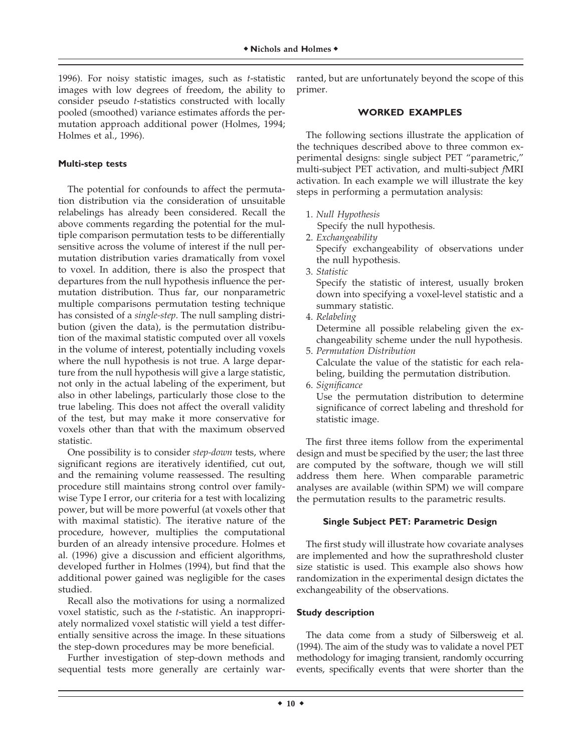1996). For noisy statistic images, such as *t*-statistic images with low degrees of freedom, the ability to consider pseudo *t*-statistics constructed with locally pooled (smoothed) variance estimates affords the permutation approach additional power (Holmes, 1994; Holmes et al., 1996).

#### Multi-step tests

The potential for confounds to affect the permutation distribution via the consideration of unsuitable relabelings has already been considered. Recall the above comments regarding the potential for the multiple comparison permutation tests to be differentially sensitive across the volume of interest if the null permutation distribution varies dramatically from voxel to voxel. In addition, there is also the prospect that departures from the null hypothesis influence the permutation distribution. Thus far, our nonparametric multiple comparisons permutation testing technique has consisted of a *single-step*. The null sampling distribution (given the data), is the permutation distribution of the maximal statistic computed over all voxels in the volume of interest, potentially including voxels where the null hypothesis is not true. A large departure from the null hypothesis will give a large statistic, not only in the actual labeling of the experiment, but also in other labelings, particularly those close to the true labeling. This does not affect the overall validity of the test, but may make it more conservative for voxels other than that with the maximum observed statistic.

One possibility is to consider *step-down* tests, where significant regions are iteratively identified, cut out, and the remaining volume reassessed. The resulting procedure still maintains strong control over familywise Type I error, our criteria for a test with localizing power, but will be more powerful (at voxels other that with maximal statistic). The iterative nature of the procedure, however, multiplies the computational burden of an already intensive procedure. Holmes et al. (1996) give a discussion and efficient algorithms, developed further in Holmes (1994), but find that the additional power gained was negligible for the cases studied.

Recall also the motivations for using a normalized voxel statistic, such as the *t*-statistic. An inappropriately normalized voxel statistic will yield a test differentially sensitive across the image. In these situations the step-down procedures may be more beneficial.

Further investigation of step-down methods and sequential tests more generally are certainly warranted, but are unfortunately beyond the scope of this primer.

## WORKED EXAMPLES

The following sections illustrate the application of the techniques described above to three common experimental designs: single subject PET "parametric," multi-subject PET activation, and multi-subject *f*MRI activation. In each example we will illustrate the key steps in performing a permutation analysis:

1. *Null Hypothesis*
   Specify the null hypothesis.
2. *Exchangeability*
   Specify exchangeability of observations under the null hypothesis.
3. *Statistic*
   Specify the statistic of interest, usually broken down into specifying a voxel-level statistic and a summary statistic.
4. *Relabeling*
   Determine all possible relabeling given the exchangeability scheme under the null hypothesis.
5. *Permutation Distribution*
   Calculate the value of the statistic for each relabeling, building the permutation distribution.
6. *Significance*
   Use the permutation distribution to determine significance of correct labeling and threshold for statistic image.

The first three items follow from the experimental design and must be specified by the user; the last three are computed by the software, though we will still address them here. When comparable parametric analyses are available (within SPM) we will compare the permutation results to the parametric results.

### Single Subject PET: Parametric Design

The first study will illustrate how covariate analyses are implemented and how the suprathreshold cluster size statistic is used. This example also shows how randomization in the experimental design dictates the exchangeability of the observations.

#### Study description

The data come from a study of Silbersweig et al. (1994). The aim of the study was to validate a novel PET methodology for imaging transient, randomly occurring events, specifically events that were shorter than the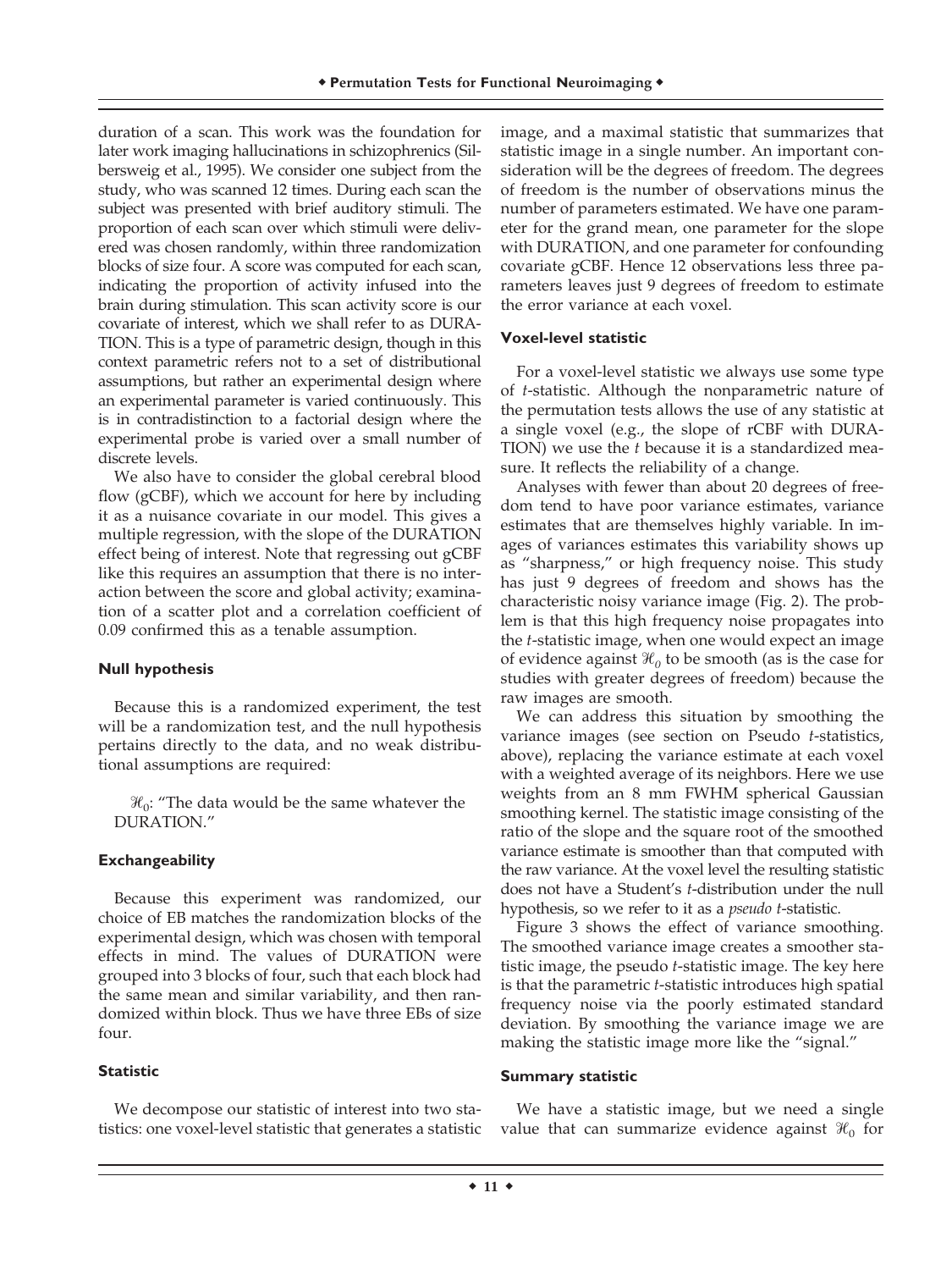duration of a scan. This work was the foundation for later work imaging hallucinations in schizophrenics (Silbersweig et al., 1995). We consider one subject from the study, who was scanned 12 times. During each scan the subject was presented with brief auditory stimuli. The proportion of each scan over which stimuli were delivered was chosen randomly, within three randomization blocks of size four. A score was computed for each scan, indicating the proportion of activity infused into the brain during stimulation. This scan activity score is our covariate of interest, which we shall refer to as DURATION. This is a type of parametric design, though in this context parametric refers not to a set of distributional assumptions, but rather an experimental design where an experimental parameter is varied continuously. This is in contradistinction to a factorial design where the experimental probe is varied over a small number of discrete levels.

We also have to consider the global cerebral blood flow (gCBF), which we account for here by including it as a nuisance covariate in our model. This gives a multiple regression, with the slope of the DURATION effect being of interest. Note that regressing out gCBF like this requires an assumption that there is no interaction between the score and global activity; examination of a scatter plot and a correlation coefficient of 0.09 confirmed this as a tenable assumption.

#### Null hypothesis

Because this is a randomized experiment, the test will be a randomization test, and the null hypothesis pertains directly to the data, and no weak distributional assumptions are required:

$\mathcal{H}_0$: "The data would be the same whatever the DURATION."

#### Exchangeability

Because this experiment was randomized, our choice of EB matches the randomization blocks of the experimental design, which was chosen with temporal effects in mind. The values of DURATION were grouped into 3 blocks of four, such that each block had the same mean and similar variability, and then randomized within block. Thus we have three EBs of size four.

#### Statistic

We decompose our statistic of interest into two statistics: one voxel-level statistic that generates a statistic image, and a maximal statistic that summarizes that statistic image in a single number. An important consideration will be the degrees of freedom. The degrees of freedom is the number of observations minus the number of parameters estimated. We have one parameter for the grand mean, one parameter for the slope with DURATION, and one parameter for confounding covariate gCBF. Hence 12 observations less three parameters leaves just 9 degrees of freedom to estimate the error variance at each voxel.

#### Voxel-level statistic

For a voxel-level statistic we always use some type of *t*-statistic. Although the nonparametric nature of the permutation tests allows the use of any statistic at a single voxel (e.g., the slope of rCBF with DURATION) we use the *t* because it is a standardized measure. It reflects the reliability of a change.

Analyses with fewer than about 20 degrees of freedom tend to have poor variance estimates, variance estimates that are themselves highly variable. In images of variances estimates this variability shows up as "sharpness," or high frequency noise. This study has just 9 degrees of freedom and shows has the characteristic noisy variance image (Fig. 2). The problem is that this high frequency noise propagates into the *t*-statistic image, when one would expect an image of evidence against $\mathcal{H}_0$ to be smooth (as is the case for studies with greater degrees of freedom) because the raw images are smooth.

We can address this situation by smoothing the variance images (see section on Pseudo *t*-statistics, above), replacing the variance estimate at each voxel with a weighted average of its neighbors. Here we use weights from an 8 mm FWHM spherical Gaussian smoothing kernel. The statistic image consisting of the ratio of the slope and the square root of the smoothed variance estimate is smoother than that computed with the raw variance. At the voxel level the resulting statistic does not have a Student's *t*-distribution under the null hypothesis, so we refer to it as a *pseudo t*-statistic.

Figure 3 shows the effect of variance smoothing. The smoothed variance image creates a smoother statistic image, the pseudo *t*-statistic image. The key here is that the parametric *t*-statistic introduces high spatial frequency noise via the poorly estimated standard deviation. By smoothing the variance image we are making the statistic image more like the "signal."

#### Summary statistic

We have a statistic image, but we need a single value that can summarize evidence against $\mathcal{H}_0$ for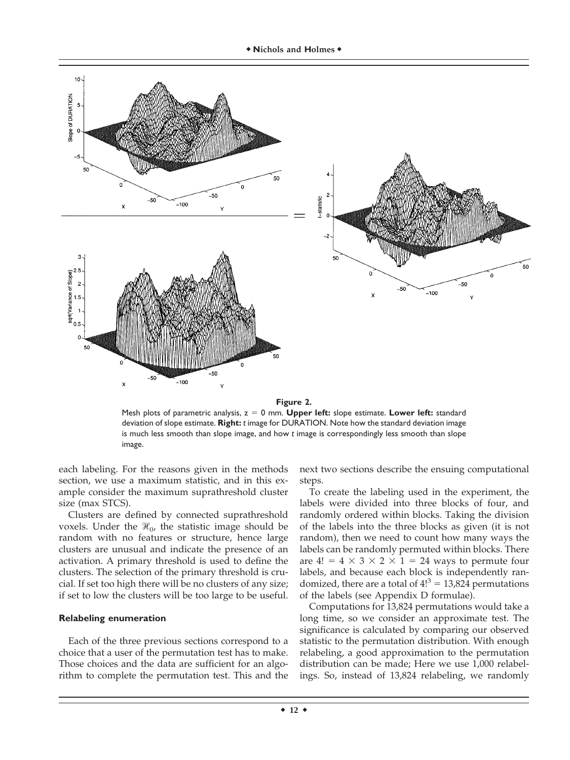**Figure 2.**

Mesh plots of parametric analysis, z = 0 mm. **Upper left:** slope estimate. **Lower left:** standard deviation of slope estimate. **Right:** *t* image for DURATION. Note how the standard deviation image is much less smooth than slope image, and how *t* image is correspondingly less smooth than slope image.

each labeling. For the reasons given in the methods section, we use a maximum statistic, and in this example consider the maximum suprathreshold cluster size (max STCS).

Clusters are defined by connected suprathreshold voxels. Under the $\mathcal{H}_0$, the statistic image should be random with no features or structure, hence large clusters are unusual and indicate the presence of an activation. A primary threshold is used to define the clusters. The selection of the primary threshold is crucial. If set too high there will be no clusters of any size; if set to low the clusters will be too large to be useful.

### Relabeling enumeration

Each of the three previous sections correspond to a choice that a user of the permutation test has to make. Those choices and the data are sufficient for an algorithm to complete the permutation test. This and the next two sections describe the ensuing computational steps.

To create the labeling used in the experiment, the labels were divided into three blocks of four, and randomly ordered within blocks. Taking the division of the labels into the three blocks as given (it is not random), then we need to count how many ways the labels can be randomly permuted within blocks. There are $4! = 4 \times 3 \times 2 \times 1 = 24$ ways to permute four labels, and because each block is independently randomized, there are a total of $4!^3 = 13{,}824$ permutations of the labels (see Appendix D formulae).

Computations for 13,824 permutations would take a long time, so we consider an approximate test. The significance is calculated by comparing our observed statistic to the permutation distribution. With enough relabeling, a good approximation to the permutation distribution can be made; Here we use 1,000 relabelings. So, instead of 13,824 relabeling, we randomly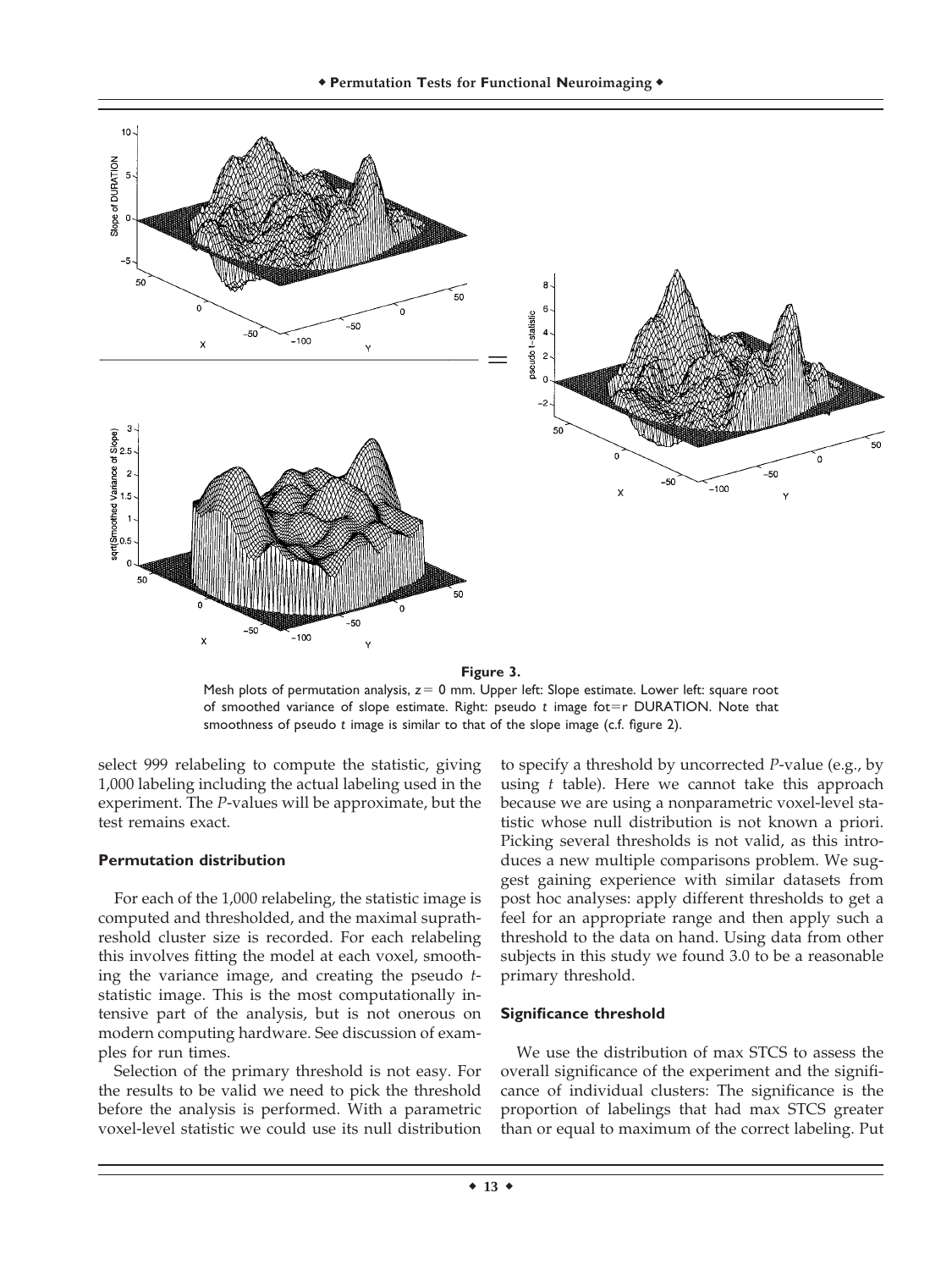10
5
0
−5
Slope of DURATION
50
0
−50
X
50
0
−50
−100
Y

=

8
6
4
2
0
−2
pseudo t−statistic
50
0
−50
X
50
0
−50
−100
Y

3
2.5
2
1.5
1
0.5
0
sqrt(Smoothed Variance of Slope)
50
0
−50
X
50
0
−50
−100
Y

**Figure 3.**

Mesh plots of permutation analysis, $z = 0$ mm. Upper left: Slope estimate. Lower left: square root of smoothed variance of slope estimate. Right: pseudo *t* image fot=r DURATION. Note that smoothness of pseudo *t* image is similar to that of the slope image (c.f. figure 2).

select 999 relabeling to compute the statistic, giving 1,000 labeling including the actual labeling used in the experiment. The *P*-values will be approximate, but the test remains exact.

#### Permutation distribution

For each of the 1,000 relabeling, the statistic image is computed and thresholded, and the maximal suprathreshold cluster size is recorded. For each relabeling this involves fitting the model at each voxel, smoothing the variance image, and creating the pseudo *t*-statistic image. This is the most computationally intensive part of the analysis, but is not onerous on modern computing hardware. See discussion of examples for run times.

Selection of the primary threshold is not easy. For the results to be valid we need to pick the threshold before the analysis is performed. With a parametric voxel-level statistic we could use its null distribution to specify a threshold by uncorrected *P*-value (e.g., by using *t* table). Here we cannot take this approach because we are using a nonparametric voxel-level statistic whose null distribution is not known a priori. Picking several thresholds is not valid, as this introduces a new multiple comparisons problem. We suggest gaining experience with similar datasets from post hoc analyses: apply different thresholds to get a feel for an appropriate range and then apply such a threshold to the data on hand. Using data from other subjects in this study we found 3.0 to be a reasonable primary threshold.

#### Significance threshold

We use the distribution of max STCS to assess the overall significance of the experiment and the significance of individual clusters: The significance is the proportion of labelings that had max STCS greater than or equal to maximum of the correct labeling. Put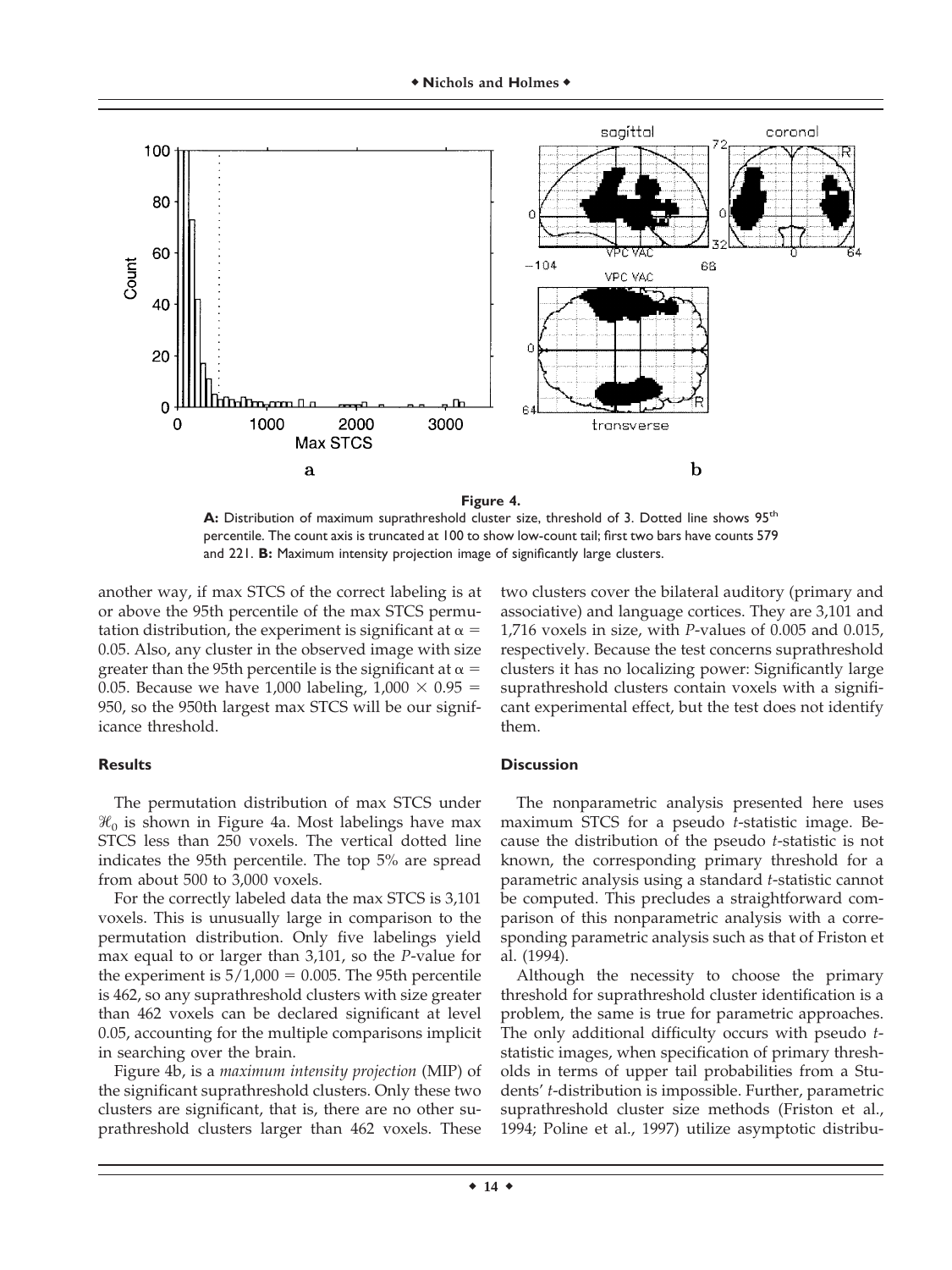**Figure 4.**

**A:** Distribution of maximum suprathreshold cluster size, threshold of 3. Dotted line shows 95[th] percentile. The count axis is truncated at 100 to show low-count tail; first two bars have counts 579 and 221. **B:** Maximum intensity projection image of significantly large clusters.

another way, if max STCS of the correct labeling is at or above the 95th percentile of the max STCS permutation distribution, the experiment is significant at $\alpha = 0.05$. Also, any cluster in the observed image with size greater than the 95th percentile is the significant at $\alpha = 0.05$. Because we have 1,000 labeling, $1{,}000 \times 0.95 = 950$, so the 950th largest max STCS will be our significance threshold.

### Results

The permutation distribution of max STCS under $\mathcal{H}_0$ is shown in Figure 4a. Most labelings have max STCS less than 250 voxels. The vertical dotted line indicates the 95th percentile. The top 5% are spread from about 500 to 3,000 voxels.

For the correctly labeled data the max STCS is 3,101 voxels. This is unusually large in comparison to the permutation distribution. Only five labelings yield max equal to or larger than 3,101, so the *P*-value for the experiment is $5/1{,}000 = 0.005$. The 95th percentile is 462, so any suprathreshold clusters with size greater than 462 voxels can be declared significant at level 0.05, accounting for the multiple comparisons implicit in searching over the brain.

Figure 4b, is a *maximum intensity projection* (MIP) of the significant suprathreshold clusters. Only these two clusters are significant, that is, there are no other suprathreshold clusters larger than 462 voxels. These two clusters cover the bilateral auditory (primary and associative) and language cortices. They are 3,101 and 1,716 voxels in size, with *P*-values of 0.005 and 0.015, respectively. Because the test concerns suprathreshold clusters it has no localizing power: Significantly large suprathreshold clusters contain voxels with a significant experimental effect, but the test does not identify them.

### Discussion

The nonparametric analysis presented here uses maximum STCS for a pseudo *t*-statistic image. Because the distribution of the pseudo *t*-statistic is not known, the corresponding primary threshold for a parametric analysis using a standard *t*-statistic cannot be computed. This precludes a straightforward comparison of this nonparametric analysis with a corresponding parametric analysis such as that of Friston et al. (1994).

Although the necessity to choose the primary threshold for suprathreshold cluster identification is a problem, the same is true for parametric approaches. The only additional difficulty occurs with pseudo *t*-statistic images, when specification of primary thresholds in terms of upper tail probabilities from a Students' *t*-distribution is impossible. Further, parametric suprathreshold cluster size methods (Friston et al., 1994; Poline et al., 1997) utilize asymptotic distribu-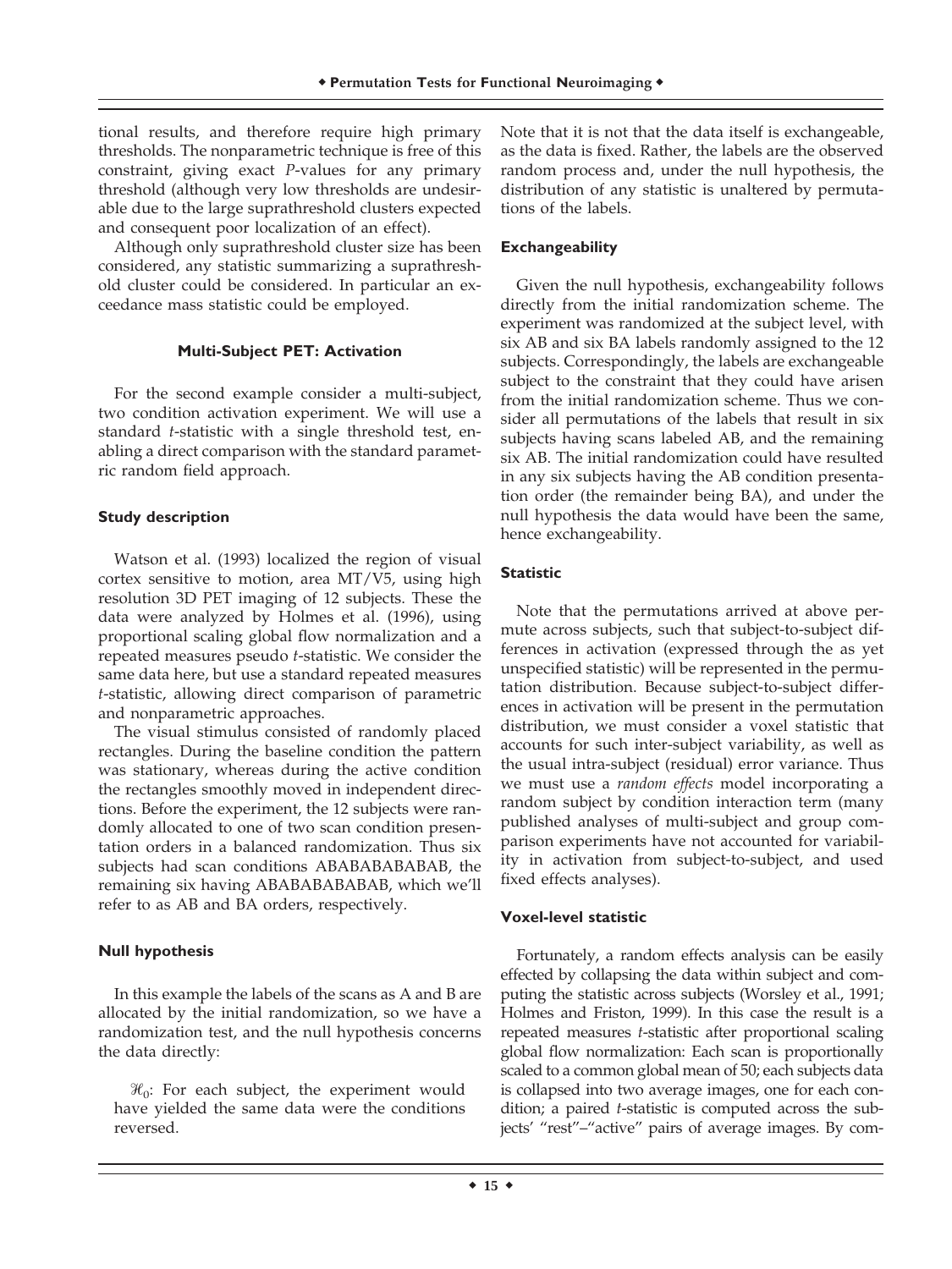tional results, and therefore require high primary thresholds. The nonparametric technique is free of this constraint, giving exact *P*-values for any primary threshold (although very low thresholds are undesirable due to the large suprathreshold clusters expected and consequent poor localization of an effect).

Although only suprathreshold cluster size has been considered, any statistic summarizing a suprathreshold cluster could be considered. In particular an exceedance mass statistic could be employed.

## Multi-Subject PET: Activation

For the second example consider a multi-subject, two condition activation experiment. We will use a standard *t*-statistic with a single threshold test, enabling a direct comparison with the standard parametric random field approach.

### Study description

Watson et al. (1993) localized the region of visual cortex sensitive to motion, area MT/V5, using high resolution 3D PET imaging of 12 subjects. These the data were analyzed by Holmes et al. (1996), using proportional scaling global flow normalization and a repeated measures pseudo *t*-statistic. We consider the same data here, but use a standard repeated measures *t*-statistic, allowing direct comparison of parametric and nonparametric approaches.

The visual stimulus consisted of randomly placed rectangles. During the baseline condition the pattern was stationary, whereas during the active condition the rectangles smoothly moved in independent directions. Before the experiment, the 12 subjects were randomly allocated to one of two scan condition presentation orders in a balanced randomization. Thus six subjects had scan conditions ABABABABABAB, the remaining six having ABABABABABAB, which we'll refer to as AB and BA orders, respectively.

### Null hypothesis

In this example the labels of the scans as A and B are allocated by the initial randomization, so we have a randomization test, and the null hypothesis concerns the data directly:

$\mathcal{H}_0$: For each subject, the experiment would have yielded the same data were the conditions reversed.

Note that it is not that the data itself is exchangeable, as the data is fixed. Rather, the labels are the observed random process and, under the null hypothesis, the distribution of any statistic is unaltered by permutations of the labels.

### Exchangeability

Given the null hypothesis, exchangeability follows directly from the initial randomization scheme. The experiment was randomized at the subject level, with six AB and six BA labels randomly assigned to the 12 subjects. Correspondingly, the labels are exchangeable subject to the constraint that they could have arisen from the initial randomization scheme. Thus we consider all permutations of the labels that result in six subjects having scans labeled AB, and the remaining six AB. The initial randomization could have resulted in any six subjects having the AB condition presentation order (the remainder being BA), and under the null hypothesis the data would have been the same, hence exchangeability.

### Statistic

Note that the permutations arrived at above permute across subjects, such that subject-to-subject differences in activation (expressed through the as yet unspecified statistic) will be represented in the permutation distribution. Because subject-to-subject differences in activation will be present in the permutation distribution, we must consider a voxel statistic that accounts for such inter-subject variability, as well as the usual intra-subject (residual) error variance. Thus we must use a *random effects* model incorporating a random subject by condition interaction term (many published analyses of multi-subject and group comparison experiments have not accounted for variability in activation from subject-to-subject, and used fixed effects analyses).

### Voxel-level statistic

Fortunately, a random effects analysis can be easily effected by collapsing the data within subject and computing the statistic across subjects (Worsley et al., 1991; Holmes and Friston, 1999). In this case the result is a repeated measures *t*-statistic after proportional scaling global flow normalization: Each scan is proportionally scaled to a common global mean of 50; each subjects data is collapsed into two average images, one for each condition; a paired *t*-statistic is computed across the subjects' "rest"–"active" pairs of average images. By com-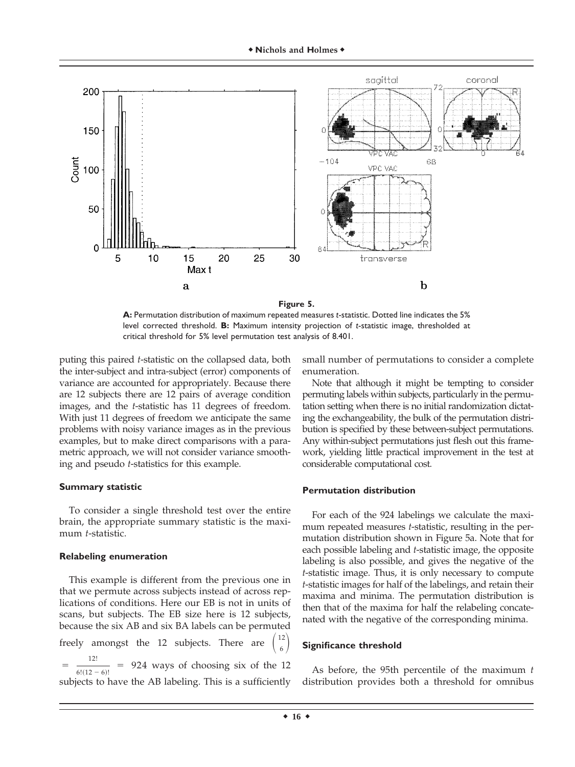**Figure 5.**

**A:** Permutation distribution of maximum repeated measures *t*-statistic. Dotted line indicates the 5% level corrected threshold. **B:** Maximum intensity projection of *t*-statistic image, thresholded at critical threshold for 5% level permutation test analysis of 8.401.

puting this paired *t*-statistic on the collapsed data, both the inter-subject and intra-subject (error) components of variance are accounted for appropriately. Because there are 12 subjects there are 12 pairs of average condition images, and the *t*-statistic has 11 degrees of freedom. With just 11 degrees of freedom we anticipate the same problems with noisy variance images as in the previous examples, but to make direct comparisons with a parametric approach, we will not consider variance smoothing and pseudo *t*-statistics for this example.

#### Summary statistic

To consider a single threshold test over the entire brain, the appropriate summary statistic is the maximum *t*-statistic.

#### Relabeling enumeration

This example is different from the previous one in that we permute across subjects instead of across replications of conditions. Here our EB is not in units of scans, but subjects. The EB size here is 12 subjects, because the six AB and six BA labels can be permuted freely amongst the 12 subjects. There are $\binom{12}{6} = \frac{12!}{6!(12-6)!} = 924$ ways of choosing six of the 12 subjects to have the AB labeling. This is a sufficiently small number of permutations to consider a complete enumeration.

Note that although it might be tempting to consider permuting labels within subjects, particularly in the permutation setting when there is no initial randomization dictating the exchangeability, the bulk of the permutation distribution is specified by these between-subject permutations. Any within-subject permutations just flesh out this framework, yielding little practical improvement in the test at considerable computational cost.

#### Permutation distribution

For each of the 924 labelings we calculate the maximum repeated measures *t*-statistic, resulting in the permutation distribution shown in Figure 5a. Note that for each possible labeling and *t*-statistic image, the opposite labeling is also possible, and gives the negative of the *t*-statistic image. Thus, it is only necessary to compute *t*-statistic images for half of the labelings, and retain their maxima and minima. The permutation distribution is then that of the maxima for half the relabeling concatenated with the negative of the corresponding minima.

#### Significance threshold

As before, the 95th percentile of the maximum *t* distribution provides both a threshold for omnibus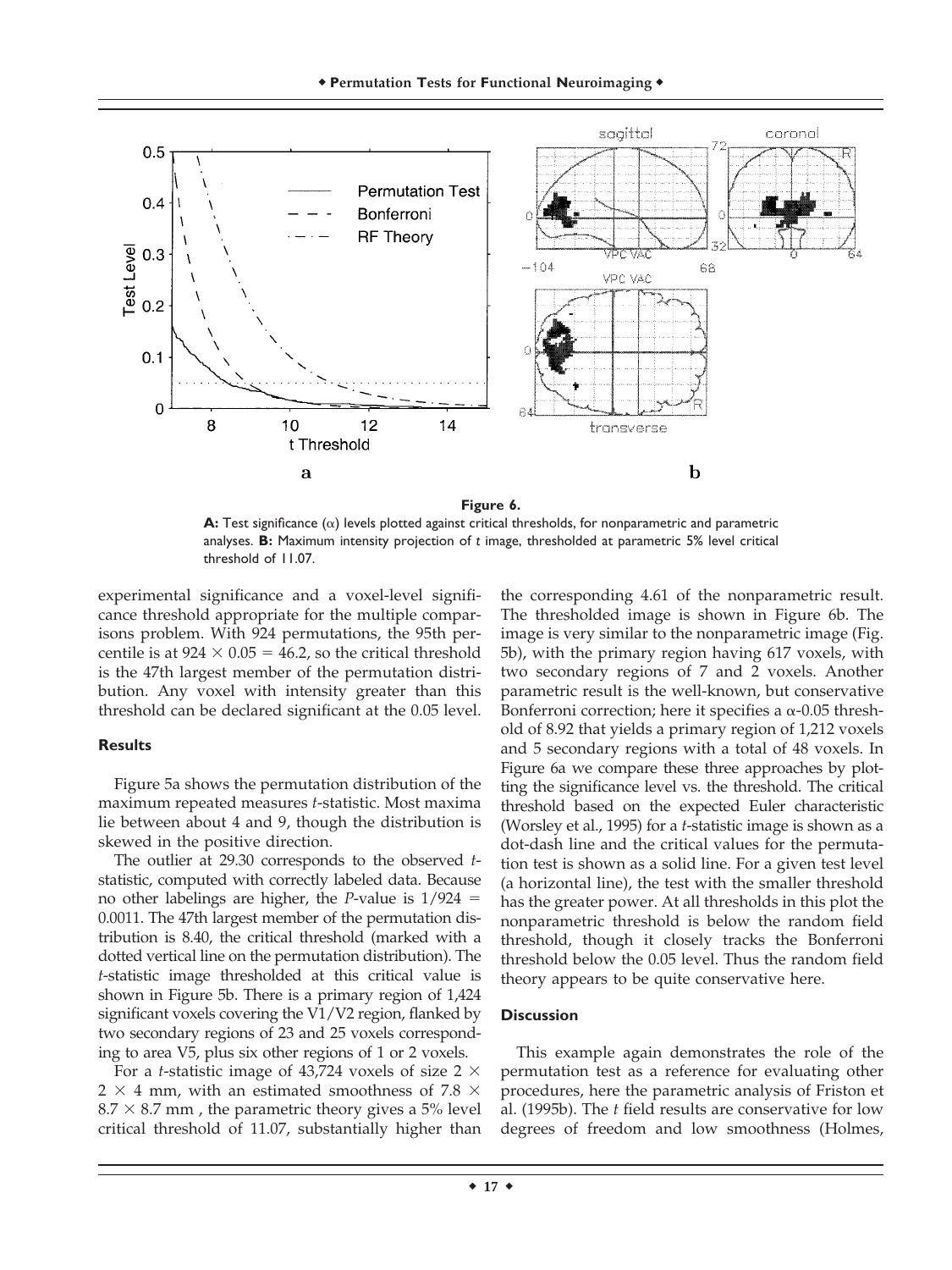**Figure 6.**

**A:** Test significance ($\alpha$) levels plotted against critical thresholds, for nonparametric and parametric analyses. **B:** Maximum intensity projection of $t$ image, thresholded at parametric 5% level critical threshold of 11.07.

experimental significance and a voxel-level significance threshold appropriate for the multiple comparisons problem. With 924 permutations, the 95th percentile is at $924 \times 0.05 = 46.2$, so the critical threshold is the 47th largest member of the permutation distribution. Any voxel with intensity greater than this threshold can be declared significant at the 0.05 level.

### Results

Figure 5a shows the permutation distribution of the maximum repeated measures $t$-statistic. Most maxima lie between about 4 and 9, though the distribution is skewed in the positive direction.

The outlier at 29.30 corresponds to the observed $t$-statistic, computed with correctly labeled data. Because no other labelings are higher, the $P$-value is $1/924 = 0.0011$. The 47th largest member of the permutation distribution is 8.40, the critical threshold (marked with a dotted vertical line on the permutation distribution). The $t$-statistic image thresholded at this critical value is shown in Figure 5b. There is a primary region of 1,424 significant voxels covering the V1/V2 region, flanked by two secondary regions of 23 and 25 voxels corresponding to area V5, plus six other regions of 1 or 2 voxels.

For a $t$-statistic image of 43,724 voxels of size $2 \times 2 \times 4$ mm, with an estimated smoothness of $7.8 \times 8.7 \times 8.7$ mm , the parametric theory gives a 5% level critical threshold of 11.07, substantially higher than the corresponding 4.61 of the nonparametric result. The thresholded image is shown in Figure 6b. The image is very similar to the nonparametric image (Fig. 5b), with the primary region having 617 voxels, with two secondary regions of 7 and 2 voxels. Another parametric result is the well-known, but conservative Bonferroni correction; here it specifies a $\alpha$-0.05 threshold of 8.92 that yields a primary region of 1,212 voxels and 5 secondary regions with a total of 48 voxels. In Figure 6a we compare these three approaches by plotting the significance level vs. the threshold. The critical threshold based on the expected Euler characteristic (Worsley et al., 1995) for a $t$-statistic image is shown as a dot-dash line and the critical values for the permutation test is shown as a solid line. For a given test level (a horizontal line), the test with the smaller threshold has the greater power. At all thresholds in this plot the nonparametric threshold is below the random field threshold, though it closely tracks the Bonferroni threshold below the 0.05 level. Thus the random field theory appears to be quite conservative here.

### Discussion

This example again demonstrates the role of the permutation test as a reference for evaluating other procedures, here the parametric analysis of Friston et al. (1995b). The $t$ field results are conservative for low degrees of freedom and low smoothness (Holmes,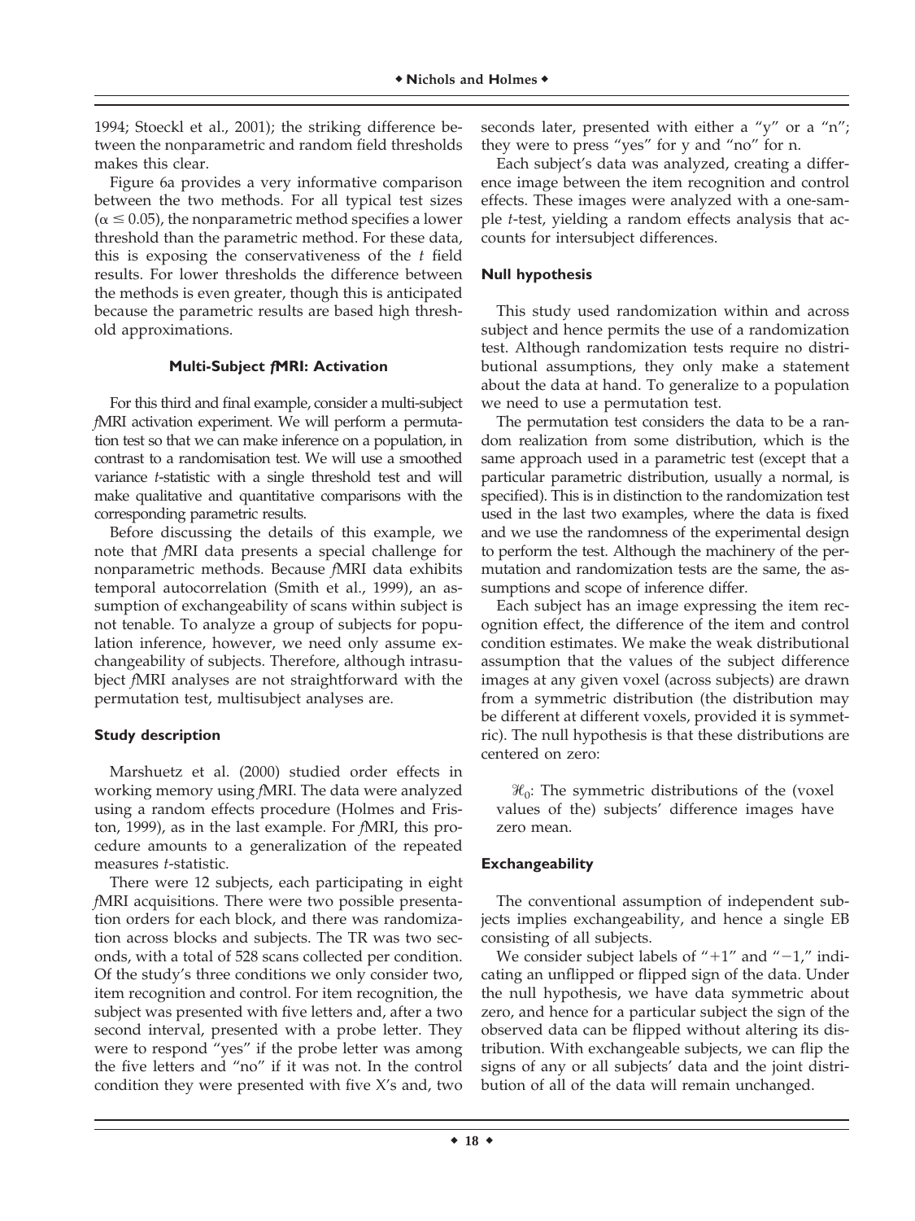1994; Stoeckl et al., 2001); the striking difference between the nonparametric and random field thresholds makes this clear.

Figure 6a provides a very informative comparison between the two methods. For all typical test sizes ($\alpha \leq 0.05$), the nonparametric method specifies a lower threshold than the parametric method. For these data, this is exposing the conservativeness of the $t$ field results. For lower thresholds the difference between the methods is even greater, though this is anticipated because the parametric results are based high threshold approximations.

### Multi-Subject *f*MRI: Activation

For this third and final example, consider a multi-subject *f*MRI activation experiment. We will perform a permutation test so that we can make inference on a population, in contrast to a randomisation test. We will use a smoothed variance $t$-statistic with a single threshold test and will make qualitative and quantitative comparisons with the corresponding parametric results.

Before discussing the details of this example, we note that *f*MRI data presents a special challenge for nonparametric methods. Because *f*MRI data exhibits temporal autocorrelation (Smith et al., 1999), an assumption of exchangeability of scans within subject is not tenable. To analyze a group of subjects for population inference, however, we need only assume exchangeability of subjects. Therefore, although intrasubject *f*MRI analyses are not straightforward with the permutation test, multisubject analyses are.

#### Study description

Marshuetz et al. (2000) studied order effects in working memory using *f*MRI. The data were analyzed using a random effects procedure (Holmes and Friston, 1999), as in the last example. For *f*MRI, this procedure amounts to a generalization of the repeated measures $t$-statistic.

There were 12 subjects, each participating in eight *f*MRI acquisitions. There were two possible presentation orders for each block, and there was randomization across blocks and subjects. The TR was two seconds, with a total of 528 scans collected per condition. Of the study's three conditions we only consider two, item recognition and control. For item recognition, the subject was presented with five letters and, after a two second interval, presented with a probe letter. They were to respond "yes" if the probe letter was among the five letters and "no" if it was not. In the control condition they were presented with five X's and, two seconds later, presented with either a "y" or a "n"; they were to press "yes" for y and "no" for n.

Each subject's data was analyzed, creating a difference image between the item recognition and control effects. These images were analyzed with a one-sample $t$-test, yielding a random effects analysis that accounts for intersubject differences.

#### Null hypothesis

This study used randomization within and across subject and hence permits the use of a randomization test. Although randomization tests require no distributional assumptions, they only make a statement about the data at hand. To generalize to a population we need to use a permutation test.

The permutation test considers the data to be a random realization from some distribution, which is the same approach used in a parametric test (except that a particular parametric distribution, usually a normal, is specified). This is in distinction to the randomization test used in the last two examples, where the data is fixed and we use the randomness of the experimental design to perform the test. Although the machinery of the permutation and randomization tests are the same, the assumptions and scope of inference differ.

Each subject has an image expressing the item recognition effect, the difference of the item and control condition estimates. We make the weak distributional assumption that the values of the subject difference images at any given voxel (across subjects) are drawn from a symmetric distribution (the distribution may be different at different voxels, provided it is symmetric). The null hypothesis is that these distributions are centered on zero:

$\mathcal{H}_0$: The symmetric distributions of the (voxel values of the) subjects' difference images have zero mean.

#### Exchangeability

The conventional assumption of independent subjects implies exchangeability, and hence a single EB consisting of all subjects.

We consider subject labels of "+1" and "−1," indicating an unflipped or flipped sign of the data. Under the null hypothesis, we have data symmetric about zero, and hence for a particular subject the sign of the observed data can be flipped without altering its distribution. With exchangeable subjects, we can flip the signs of any or all subjects' data and the joint distribution of all of the data will remain unchanged.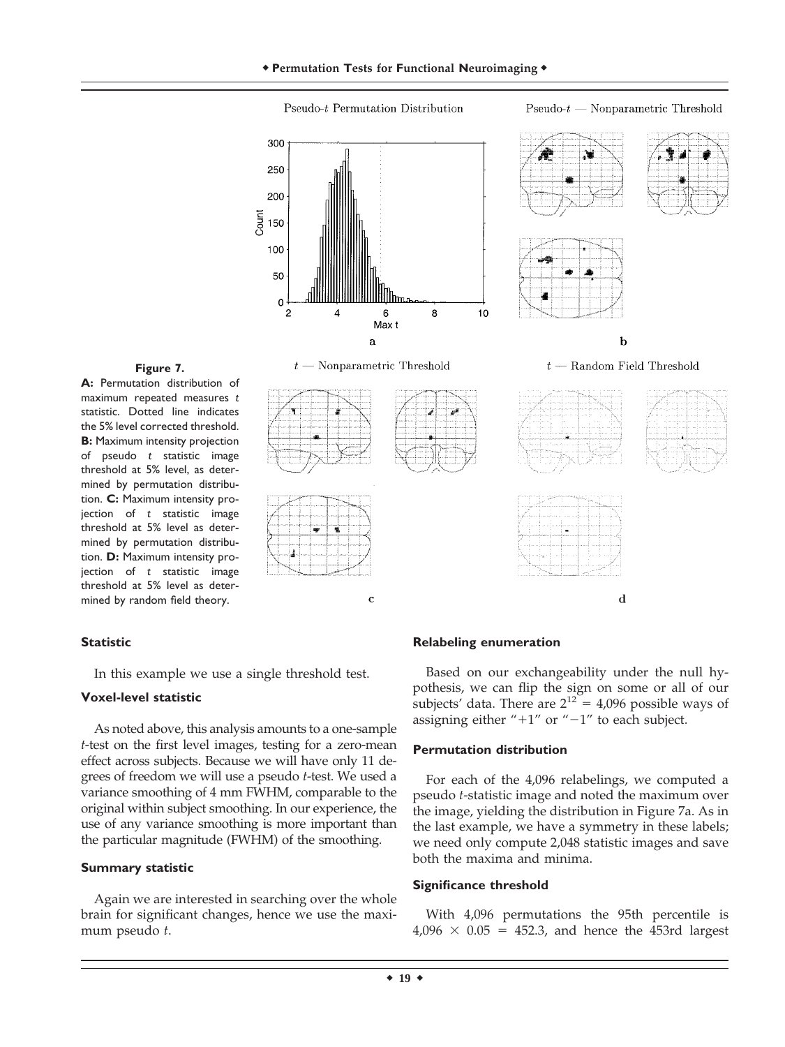**Figure 7.**
**A:** Permutation distribution of maximum repeated measures $t$ statistic. Dotted line indicates the 5% level corrected threshold. **B:** Maximum intensity projection of pseudo $t$ statistic image threshold at 5% level, as determined by permutation distribution. **C:** Maximum intensity projection of $t$ statistic image threshold at 5% level as determined by permutation distribution. **D:** Maximum intensity projection of $t$ statistic image threshold at 5% level as determined by random field theory.

#### Statistic

In this example we use a single threshold test.

#### Voxel-level statistic

As noted above, this analysis amounts to a one-sample $t$-test on the first level images, testing for a zero-mean effect across subjects. Because we will have only 11 degrees of freedom we will use a pseudo $t$-test. We used a variance smoothing of 4 mm FWHM, comparable to the original within subject smoothing. In our experience, the use of any variance smoothing is more important than the particular magnitude (FWHM) of the smoothing.

#### Summary statistic

Again we are interested in searching over the whole brain for significant changes, hence we use the maximum pseudo $t$.

#### Relabeling enumeration

Based on our exchangeability under the null hypothesis, we can flip the sign on some or all of our subjects' data. There are $2^{12} = 4{,}096$ possible ways of assigning either "+1" or "−1" to each subject.

#### Permutation distribution

For each of the 4,096 relabelings, we computed a pseudo $t$-statistic image and noted the maximum over the image, yielding the distribution in Figure 7a. As in the last example, we have a symmetry in these labels; we need only compute 2,048 statistic images and save both the maxima and minima.

#### Significance threshold

With 4,096 permutations the 95th percentile is $4{,}096 \times 0.05 = 452.3$, and hence the 453rd largest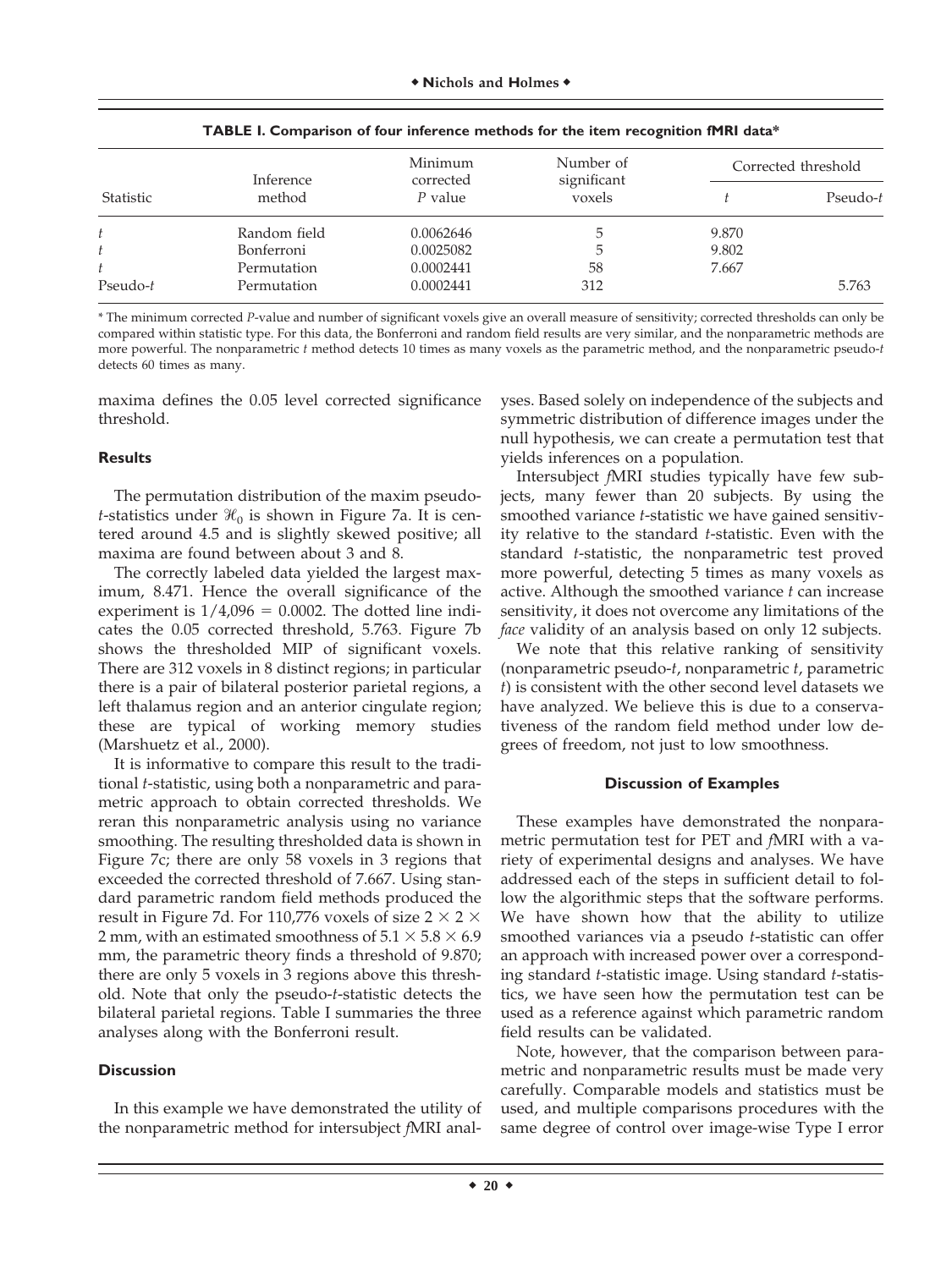**TABLE I. Comparison of four inference methods for the item recognition fMRI data***

| Statistic | Inference method | Minimum corrected $P$ value | Number of significant voxels | Corrected threshold | |
|---|---|---|---|---|---|
| | | | | $t$ | Pseudo-$t$ |
| $t$ | Random field | 0.0062646 | 5 | 9.870 | |
| $t$ | Bonferroni | 0.0025082 | 5 | 9.802 | |
| $t$ | Permutation | 0.0002441 | 58 | 7.667 | |
| Pseudo-$t$ | Permutation | 0.0002441 | 312 | | 5.763 |

\* The minimum corrected $P$-value and number of significant voxels give an overall measure of sensitivity; corrected thresholds can only be compared within statistic type. For this data, the Bonferroni and random field results are very similar, and the nonparametric methods are more powerful. The nonparametric $t$ method detects 10 times as many voxels as the parametric method, and the nonparametric pseudo-$t$ detects 60 times as many.

maxima defines the 0.05 level corrected significance threshold.

**Results**

The permutation distribution of the maxim pseudo-$t$-statistics under $\mathscr{H}_0$ is shown in Figure 7a. It is centered around 4.5 and is slightly skewed positive; all maxima are found between about 3 and 8.

The correctly labeled data yielded the largest maximum, 8.471. Hence the overall significance of the experiment is $1/4{,}096 = 0.0002$. The dotted line indicates the 0.05 corrected threshold, 5.763. Figure 7b shows the thresholded MIP of significant voxels. There are 312 voxels in 8 distinct regions; in particular there is a pair of bilateral posterior parietal regions, a left thalamus region and an anterior cingulate region; these are typical of working memory studies (Marshuetz et al., 2000).

It is informative to compare this result to the traditional $t$-statistic, using both a nonparametric and parametric approach to obtain corrected thresholds. We reran this nonparametric analysis using no variance smoothing. The resulting thresholded data is shown in Figure 7c; there are only 58 voxels in 3 regions that exceeded the corrected threshold of 7.667. Using standard parametric random field methods produced the result in Figure 7d. For 110,776 voxels of size $2 \times 2 \times 2$ mm, with an estimated smoothness of $5.1 \times 5.8 \times 6.9$ mm, the parametric theory finds a threshold of 9.870; there are only 5 voxels in 3 regions above this threshold. Note that only the pseudo-$t$-statistic detects the bilateral parietal regions. Table I summaries the three analyses along with the Bonferroni result.

**Discussion**

In this example we have demonstrated the utility of the nonparametric method for intersubject *f*MRI analyses. Based solely on independence of the subjects and symmetric distribution of difference images under the null hypothesis, we can create a permutation test that yields inferences on a population.

Intersubject *f*MRI studies typically have few subjects, many fewer than 20 subjects. By using the smoothed variance $t$-statistic we have gained sensitivity relative to the standard $t$-statistic. Even with the standard $t$-statistic, the nonparametric test proved more powerful, detecting 5 times as many voxels as active. Although the smoothed variance $t$ can increase sensitivity, it does not overcome any limitations of the *face* validity of an analysis based on only 12 subjects.

We note that this relative ranking of sensitivity (nonparametric pseudo-$t$, nonparametric $t$, parametric $t$) is consistent with the other second level datasets we have analyzed. We believe this is due to a conservativeness of the random field method under low degrees of freedom, not just to low smoothness.

**Discussion of Examples**

These examples have demonstrated the nonparametric permutation test for PET and *f*MRI with a variety of experimental designs and analyses. We have addressed each of the steps in sufficient detail to follow the algorithmic steps that the software performs. We have shown how that the ability to utilize smoothed variances via a pseudo $t$-statistic can offer an approach with increased power over a corresponding standard $t$-statistic image. Using standard $t$-statistics, we have seen how the permutation test can be used as a reference against which parametric random field results can be validated.

Note, however, that the comparison between parametric and nonparametric results must be made very carefully. Comparable models and statistics must be used, and multiple comparisons procedures with the same degree of control over image-wise Type I error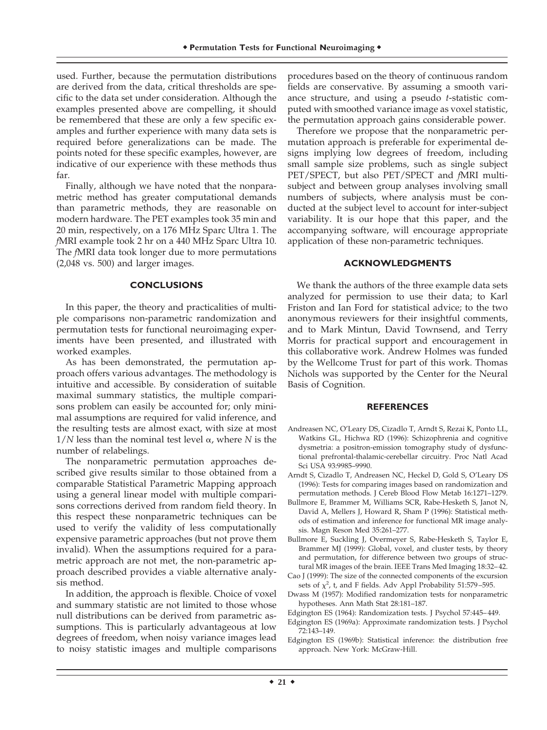used. Further, because the permutation distributions are derived from the data, critical thresholds are specific to the data set under consideration. Although the examples presented above are compelling, it should be remembered that these are only a few specific examples and further experience with many data sets is required before generalizations can be made. The points noted for these specific examples, however, are indicative of our experience with these methods thus far.

Finally, although we have noted that the nonparametric method has greater computational demands than parametric methods, they are reasonable on modern hardware. The PET examples took 35 min and 20 min, respectively, on a 176 MHz Sparc Ultra 1. The *f*MRI example took 2 hr on a 440 MHz Sparc Ultra 10. The *f*MRI data took longer due to more permutations (2,048 vs. 500) and larger images.

## CONCLUSIONS

In this paper, the theory and practicalities of multiple comparisons non-parametric randomization and permutation tests for functional neuroimaging experiments have been presented, and illustrated with worked examples.

As has been demonstrated, the permutation approach offers various advantages. The methodology is intuitive and accessible. By consideration of suitable maximal summary statistics, the multiple comparisons problem can easily be accounted for; only minimal assumptions are required for valid inference, and the resulting tests are almost exact, with size at most $1/N$ less than the nominal test level $\alpha$, where $N$ is the number of relabelings.

The nonparametric permutation approaches described give results similar to those obtained from a comparable Statistical Parametric Mapping approach using a general linear model with multiple comparisons corrections derived from random field theory. In this respect these nonparametric techniques can be used to verify the validity of less computationally expensive parametric approaches (but not prove them invalid). When the assumptions required for a parametric approach are not met, the non-parametric approach described provides a viable alternative analysis method.

In addition, the approach is flexible. Choice of voxel and summary statistic are not limited to those whose null distributions can be derived from parametric assumptions. This is particularly advantageous at low degrees of freedom, when noisy variance images lead to noisy statistic images and multiple comparisons procedures based on the theory of continuous random fields are conservative. By assuming a smooth variance structure, and using a pseudo *t*-statistic computed with smoothed variance image as voxel statistic, the permutation approach gains considerable power.

Therefore we propose that the nonparametric permutation approach is preferable for experimental designs implying low degrees of freedom, including small sample size problems, such as single subject PET/SPECT, but also PET/SPECT and *f*MRI multisubject and between group analyses involving small numbers of subjects, where analysis must be conducted at the subject level to account for inter-subject variability. It is our hope that this paper, and the accompanying software, will encourage appropriate application of these non-parametric techniques.

## ACKNOWLEDGMENTS

We thank the authors of the three example data sets analyzed for permission to use their data; to Karl Friston and Ian Ford for statistical advice; to the two anonymous reviewers for their insightful comments, and to Mark Mintun, David Townsend, and Terry Morris for practical support and encouragement in this collaborative work. Andrew Holmes was funded by the Wellcome Trust for part of this work. Thomas Nichols was supported by the Center for the Neural Basis of Cognition.

## REFERENCES

Andreasen NC, O'Leary DS, Cizadlo T, Arndt S, Rezai K, Ponto LL, Watkins GL, Hichwa RD (1996): Schizophrenia and cognitive dysmetria: a positron-emission tomography study of dysfunctional prefrontal-thalamic-cerebellar circuitry. Proc Natl Acad Sci USA 93:9985–9990.

Arndt S, Cizadlo T, Andreasen NC, Heckel D, Gold S, O'Leary DS (1996): Tests for comparing images based on randomization and permutation methods. J Cereb Blood Flow Metab 16:1271–1279.

Bullmore E, Brammer M, Williams SCR, Rabe-Hesketh S, Janot N, David A, Mellers J, Howard R, Sham P (1996): Statistical methods of estimation and inference for functional MR image analysis. Magn Reson Med 35:261–277.

Bullmore E, Suckling J, Overmeyer S, Rabe-Hesketh S, Taylor E, Brammer MJ (1999): Global, voxel, and cluster tests, by theory and permutation, for difference between two groups of structural MR images of the brain. IEEE Trans Med Imaging 18:32–42.

Cao J (1999): The size of the connected components of the excursion sets of $\chi^2$, t, and F fields. Adv Appl Probability 51:579–595.

Dwass M (1957): Modified randomization tests for nonparametric hypotheses. Ann Math Stat 28:181–187.

Edgington ES (1964): Randomization tests. J Psychol 57:445–449.

Edgington ES (1969a): Approximate randomization tests. J Psychol 72:143–149.

Edgington ES (1969b): Statistical inference: the distribution free approach. New York: McGraw-Hill.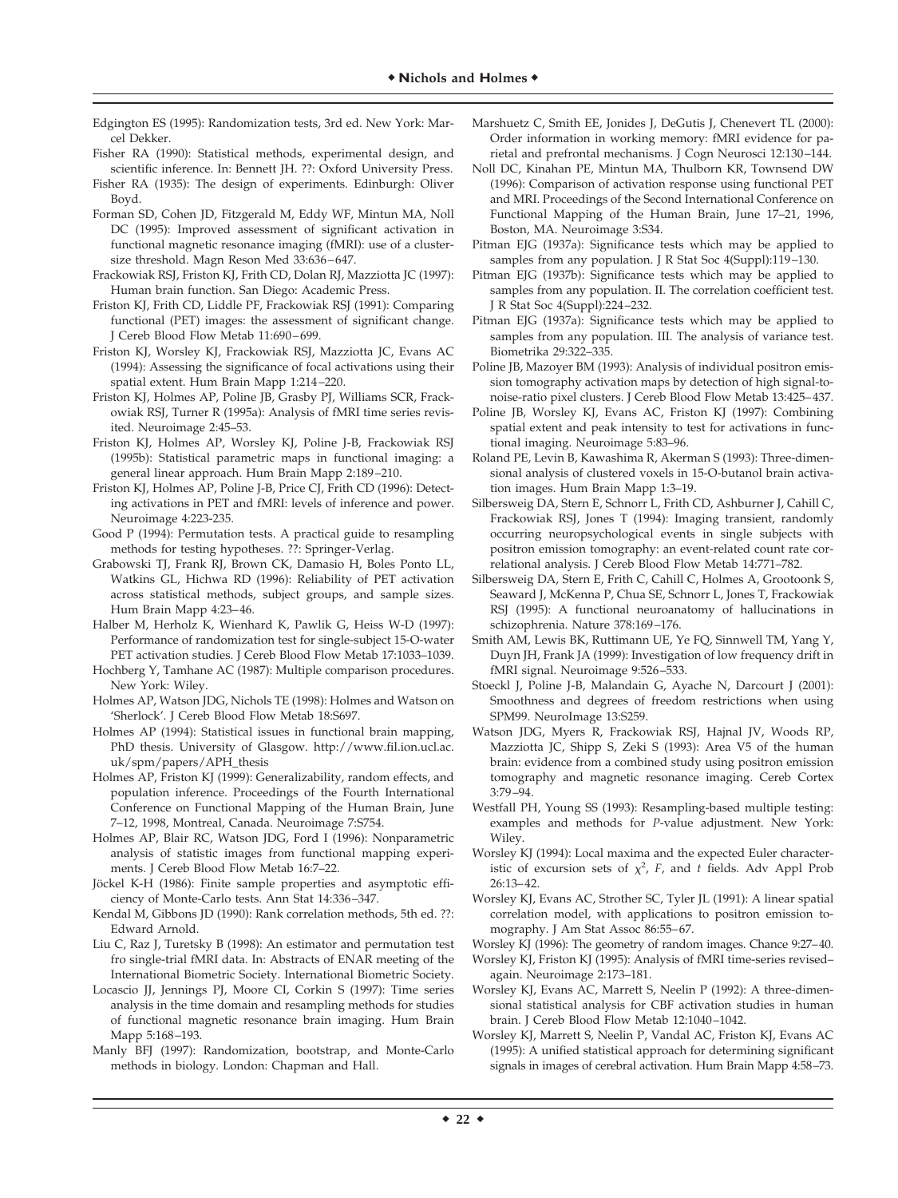Edgington ES (1995): Randomization tests, 3rd ed. New York: Marcel Dekker.

Fisher RA (1990): Statistical methods, experimental design, and scientific inference. In: Bennett JH. ??: Oxford University Press.

Fisher RA (1935): The design of experiments. Edinburgh: Oliver Boyd.

Forman SD, Cohen JD, Fitzgerald M, Eddy WF, Mintun MA, Noll DC (1995): Improved assessment of significant activation in functional magnetic resonance imaging (fMRI): use of a cluster-size threshold. Magn Reson Med 33:636–647.

Frackowiak RSJ, Friston KJ, Frith CD, Dolan RJ, Mazziotta JC (1997): Human brain function. San Diego: Academic Press.

Friston KJ, Frith CD, Liddle PF, Frackowiak RSJ (1991): Comparing functional (PET) images: the assessment of significant change. J Cereb Blood Flow Metab 11:690–699.

Friston KJ, Worsley KJ, Frackowiak RSJ, Mazziotta JC, Evans AC (1994): Assessing the significance of focal activations using their spatial extent. Hum Brain Mapp 1:214–220.

Friston KJ, Holmes AP, Poline JB, Grasby PJ, Williams SCR, Frackowiak RSJ, Turner R (1995a): Analysis of fMRI time series revisited. Neuroimage 2:45–53.

Friston KJ, Holmes AP, Worsley KJ, Poline J-B, Frackowiak RSJ (1995b): Statistical parametric maps in functional imaging: a general linear approach. Hum Brain Mapp 2:189–210.

Friston KJ, Holmes AP, Poline J-B, Price CJ, Frith CD (1996): Detecting activations in PET and fMRI: levels of inference and power. Neuroimage 4:223-235.

Good P (1994): Permutation tests. A practical guide to resampling methods for testing hypotheses. ??: Springer-Verlag.

Grabowski TJ, Frank RJ, Brown CK, Damasio H, Boles Ponto LL, Watkins GL, Hichwa RD (1996): Reliability of PET activation across statistical methods, subject groups, and sample sizes. Hum Brain Mapp 4:23–46.

Halber M, Herholz K, Wienhard K, Pawlik G, Heiss W-D (1997): Performance of randomization test for single-subject 15-O-water PET activation studies. J Cereb Blood Flow Metab 17:1033–1039.

Hochberg Y, Tamhane AC (1987): Multiple comparison procedures. New York: Wiley.

Holmes AP, Watson JDG, Nichols TE (1998): Holmes and Watson on 'Sherlock'. J Cereb Blood Flow Metab 18:S697.

Holmes AP (1994): Statistical issues in functional brain mapping, PhD thesis. University of Glasgow. http://www.fil.ion.ucl.ac.uk/spm/papers/APH_thesis

Holmes AP, Friston KJ (1999): Generalizability, random effects, and population inference. Proceedings of the Fourth International Conference on Functional Mapping of the Human Brain, June 7–12, 1998, Montreal, Canada. Neuroimage 7:S754.

Holmes AP, Blair RC, Watson JDG, Ford I (1996): Nonparametric analysis of statistic images from functional mapping experiments. J Cereb Blood Flow Metab 16:7–22.

Jöckel K-H (1986): Finite sample properties and asymptotic efficiency of Monte-Carlo tests. Ann Stat 14:336–347.

Kendal M, Gibbons JD (1990): Rank correlation methods, 5th ed. ??: Edward Arnold.

Liu C, Raz J, Turetsky B (1998): An estimator and permutation test fro single-trial fMRI data. In: Abstracts of ENAR meeting of the International Biometric Society. International Biometric Society.

Locascio JJ, Jennings PJ, Moore CI, Corkin S (1997): Time series analysis in the time domain and resampling methods for studies of functional magnetic resonance brain imaging. Hum Brain Mapp 5:168–193.

Manly BFJ (1997): Randomization, bootstrap, and Monte-Carlo methods in biology. London: Chapman and Hall.

Marshuetz C, Smith EE, Jonides J, DeGutis J, Chenevert TL (2000): Order information in working memory: fMRI evidence for parietal and prefrontal mechanisms. J Cogn Neurosci 12:130–144.

Noll DC, Kinahan PE, Mintun MA, Thulborn KR, Townsend DW (1996): Comparison of activation response using functional PET and MRI. Proceedings of the Second International Conference on Functional Mapping of the Human Brain, June 17–21, 1996, Boston, MA. Neuroimage 3:S34.

Pitman EJG (1937a): Significance tests which may be applied to samples from any population. J R Stat Soc 4(Suppl):119–130.

Pitman EJG (1937b): Significance tests which may be applied to samples from any population. II. The correlation coefficient test. J R Stat Soc 4(Suppl):224–232.

Pitman EJG (1937a): Significance tests which may be applied to samples from any population. III. The analysis of variance test. Biometrika 29:322–335.

Poline JB, Mazoyer BM (1993): Analysis of individual positron emission tomography activation maps by detection of high signal-to-noise-ratio pixel clusters. J Cereb Blood Flow Metab 13:425–437.

Poline JB, Worsley KJ, Evans AC, Friston KJ (1997): Combining spatial extent and peak intensity to test for activations in functional imaging. Neuroimage 5:83–96.

Roland PE, Levin B, Kawashima R, Akerman S (1993): Three-dimensional analysis of clustered voxels in 15-O-butanol brain activation images. Hum Brain Mapp 1:3–19.

Silbersweig DA, Stern E, Schnorr L, Frith CD, Ashburner J, Cahill C, Frackowiak RSJ, Jones T (1994): Imaging transient, randomly occurring neuropsychological events in single subjects with positron emission tomography: an event-related count rate correlational analysis. J Cereb Blood Flow Metab 14:771–782.

Silbersweig DA, Stern E, Frith C, Cahill C, Holmes A, Grootoonk S, Seaward J, McKenna P, Chua SE, Schnorr L, Jones T, Frackowiak RSJ (1995): A functional neuroanatomy of hallucinations in schizophrenia. Nature 378:169–176.

Smith AM, Lewis BK, Ruttimann UE, Ye FQ, Sinnwell TM, Yang Y, Duyn JH, Frank JA (1999): Investigation of low frequency drift in fMRI signal. Neuroimage 9:526–533.

Stoeckl J, Poline J-B, Malandain G, Ayache N, Darcourt J (2001): Smoothness and degrees of freedom restrictions when using SPM99. NeuroImage 13:S259.

Watson JDG, Myers R, Frackowiak RSJ, Hajnal JV, Woods RP, Mazziotta JC, Shipp S, Zeki S (1993): Area V5 of the human brain: evidence from a combined study using positron emission tomography and magnetic resonance imaging. Cereb Cortex 3:79–94.

Westfall PH, Young SS (1993): Resampling-based multiple testing: examples and methods for *P*-value adjustment. New York: Wiley.

Worsley KJ (1994): Local maxima and the expected Euler characteristic of excursion sets of $\chi^2$, $F$, and $t$ fields. Adv Appl Prob 26:13–42.

Worsley KJ, Evans AC, Strother SC, Tyler JL (1991): A linear spatial correlation model, with applications to positron emission tomography. J Am Stat Assoc 86:55–67.

Worsley KJ (1996): The geometry of random images. Chance 9:27–40.

Worsley KJ, Friston KJ (1995): Analysis of fMRI time-series revised–again. Neuroimage 2:173–181.

Worsley KJ, Evans AC, Marrett S, Neelin P (1992): A three-dimensional statistical analysis for CBF activation studies in human brain. J Cereb Blood Flow Metab 12:1040–1042.

Worsley KJ, Marrett S, Neelin P, Vandal AC, Friston KJ, Evans AC (1995): A unified statistical approach for determining significant signals in images of cerebral activation. Hum Brain Mapp 4:58–73.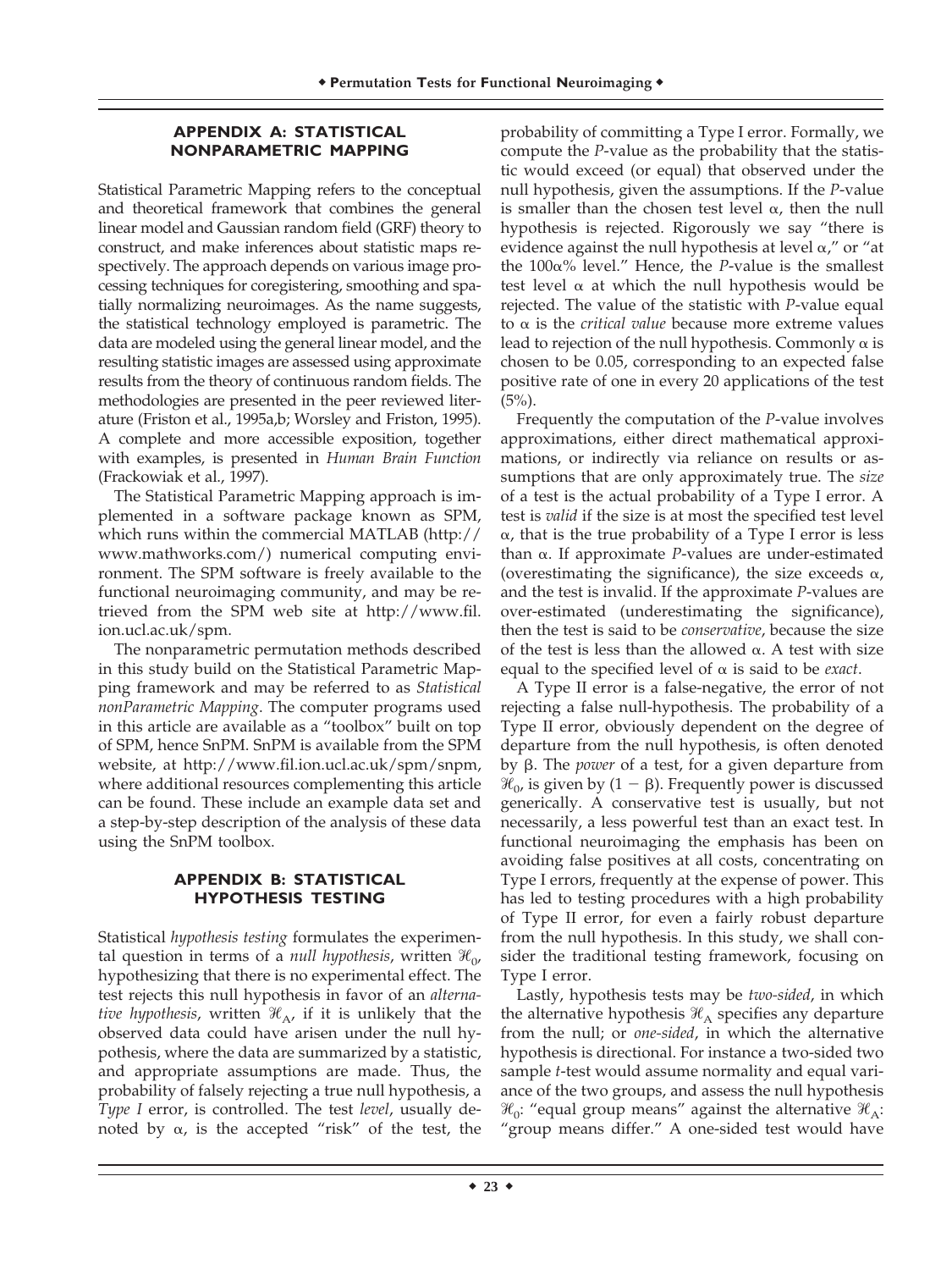## APPENDIX A: STATISTICAL NONPARAMETRIC MAPPING

Statistical Parametric Mapping refers to the conceptual and theoretical framework that combines the general linear model and Gaussian random field (GRF) theory to construct, and make inferences about statistic maps respectively. The approach depends on various image processing techniques for coregistering, smoothing and spatially normalizing neuroimages. As the name suggests, the statistical technology employed is parametric. The data are modeled using the general linear model, and the resulting statistic images are assessed using approximate results from the theory of continuous random fields. The methodologies are presented in the peer reviewed literature (Friston et al., 1995a,b; Worsley and Friston, 1995). A complete and more accessible exposition, together with examples, is presented in *Human Brain Function* (Frackowiak et al., 1997).

The Statistical Parametric Mapping approach is implemented in a software package known as SPM, which runs within the commercial MATLAB (http://www.mathworks.com/) numerical computing environment. The SPM software is freely available to the functional neuroimaging community, and may be retrieved from the SPM web site at http://www.fil.ion.ucl.ac.uk/spm.

The nonparametric permutation methods described in this study build on the Statistical Parametric Mapping framework and may be referred to as *Statistical nonParametric Mapping*. The computer programs used in this article are available as a "toolbox" built on top of SPM, hence SnPM. SnPM is available from the SPM website, at http://www.fil.ion.ucl.ac.uk/spm/snpm, where additional resources complementing this article can be found. These include an example data set and a step-by-step description of the analysis of these data using the SnPM toolbox.

## APPENDIX B: STATISTICAL HYPOTHESIS TESTING

Statistical *hypothesis testing* formulates the experimental question in terms of a *null hypothesis*, written $\mathcal{H}_0$, hypothesizing that there is no experimental effect. The test rejects this null hypothesis in favor of an *alternative hypothesis*, written $\mathcal{H}_A$, if it is unlikely that the observed data could have arisen under the null hypothesis, where the data are summarized by a statistic, and appropriate assumptions are made. Thus, the probability of falsely rejecting a true null hypothesis, a *Type I* error, is controlled. The test *level*, usually denoted by $\alpha$, is the accepted "risk" of the test, the probability of committing a Type I error. Formally, we compute the *P*-value as the probability that the statistic would exceed (or equal) that observed under the null hypothesis, given the assumptions. If the *P*-value is smaller than the chosen test level $\alpha$, then the null hypothesis is rejected. Rigorously we say "there is evidence against the null hypothesis at level $\alpha$," or "at the $100\alpha\%$ level." Hence, the *P*-value is the smallest test level $\alpha$ at which the null hypothesis would be rejected. The value of the statistic with *P*-value equal to $\alpha$ is the *critical value* because more extreme values lead to rejection of the null hypothesis. Commonly $\alpha$ is chosen to be 0.05, corresponding to an expected false positive rate of one in every 20 applications of the test (5%).

Frequently the computation of the *P*-value involves approximations, either direct mathematical approximations, or indirectly via reliance on results or assumptions that are only approximately true. The *size* of a test is the actual probability of a Type I error. A test is *valid* if the size is at most the specified test level $\alpha$, that is the true probability of a Type I error is less than $\alpha$. If approximate *P*-values are under-estimated (overestimating the significance), the size exceeds $\alpha$, and the test is invalid. If the approximate *P*-values are over-estimated (underestimating the significance), then the test is said to be *conservative*, because the size of the test is less than the allowed $\alpha$. A test with size equal to the specified level of $\alpha$ is said to be *exact*.

A Type II error is a false-negative, the error of not rejecting a false null-hypothesis. The probability of a Type II error, obviously dependent on the degree of departure from the null hypothesis, is often denoted by $\beta$. The *power* of a test, for a given departure from $\mathcal{H}_0$, is given by $(1 - \beta)$. Frequently power is discussed generically. A conservative test is usually, but not necessarily, a less powerful test than an exact test. In functional neuroimaging the emphasis has been on avoiding false positives at all costs, concentrating on Type I errors, frequently at the expense of power. This has led to testing procedures with a high probability of Type II error, for even a fairly robust departure from the null hypothesis. In this study, we shall consider the traditional testing framework, focusing on Type I error.

Lastly, hypothesis tests may be *two-sided*, in which the alternative hypothesis $\mathcal{H}_A$ specifies any departure from the null; or *one-sided*, in which the alternative hypothesis is directional. For instance a two-sided two sample *t*-test would assume normality and equal variance of the two groups, and assess the null hypothesis $\mathcal{H}_0$: "equal group means" against the alternative $\mathcal{H}_A$: "group means differ." A one-sided test would have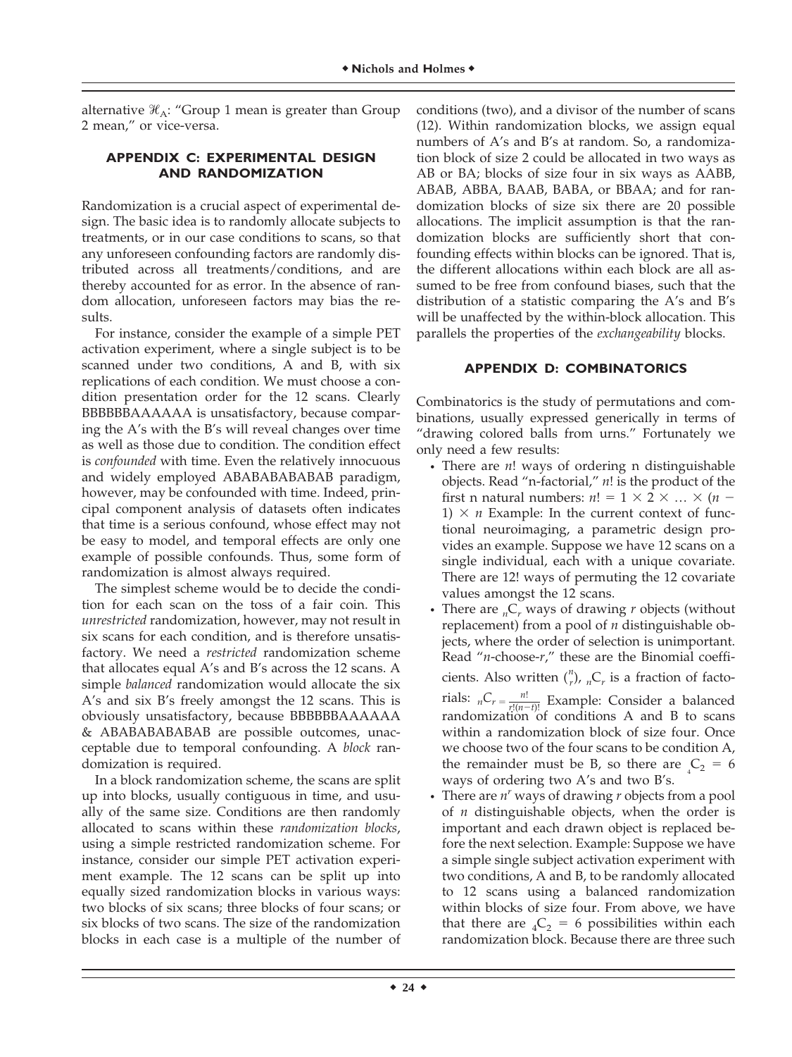alternative $\mathcal{H}_A$: "Group 1 mean is greater than Group 2 mean," or vice-versa.

## APPENDIX C: EXPERIMENTAL DESIGN AND RANDOMIZATION

Randomization is a crucial aspect of experimental design. The basic idea is to randomly allocate subjects to treatments, or in our case conditions to scans, so that any unforeseen confounding factors are randomly distributed across all treatments/conditions, and are thereby accounted for as error. In the absence of random allocation, unforeseen factors may bias the results.

For instance, consider the example of a simple PET activation experiment, where a single subject is to be scanned under two conditions, A and B, with six replications of each condition. We must choose a condition presentation order for the 12 scans. Clearly BBBBBBAAAAAA is unsatisfactory, because comparing the A's with the B's will reveal changes over time as well as those due to condition. The condition effect is *confounded* with time. Even the relatively innocuous and widely employed ABABABABABAB paradigm, however, may be confounded with time. Indeed, principal component analysis of datasets often indicates that time is a serious confound, whose effect may not be easy to model, and temporal effects are only one example of possible confounds. Thus, some form of randomization is almost always required.

The simplest scheme would be to decide the condition for each scan on the toss of a fair coin. This *unrestricted* randomization, however, may not result in six scans for each condition, and is therefore unsatisfactory. We need a *restricted* randomization scheme that allocates equal A's and B's across the 12 scans. A simple *balanced* randomization would allocate the six A's and six B's freely amongst the 12 scans. This is obviously unsatisfactory, because BBBBBBAAAAAA & ABABABABABAB are possible outcomes, unacceptable due to temporal confounding. A *block* randomization is required.

In a block randomization scheme, the scans are split up into blocks, usually contiguous in time, and usually of the same size. Conditions are then randomly allocated to scans within these *randomization blocks*, using a simple restricted randomization scheme. For instance, consider our simple PET activation experiment example. The 12 scans can be split up into equally sized randomization blocks in various ways: two blocks of six scans; three blocks of four scans; or six blocks of two scans. The size of the randomization blocks in each case is a multiple of the number of conditions (two), and a divisor of the number of scans (12). Within randomization blocks, we assign equal numbers of A's and B's at random. So, a randomization block of size 2 could be allocated in two ways as AB or BA; blocks of size four in six ways as AABB, ABAB, ABBA, BAAB, BABA, or BBAA; and for randomization blocks of size six there are 20 possible allocations. The implicit assumption is that the randomization blocks are sufficiently short that confounding effects within blocks can be ignored. That is, the different allocations within each block are all assumed to be free from confound biases, such that the distribution of a statistic comparing the A's and B's will be unaffected by the within-block allocation. This parallels the properties of the *exchangeability* blocks.

## APPENDIX D: COMBINATORICS

Combinatorics is the study of permutations and combinations, usually expressed generically in terms of "drawing colored balls from urns." Fortunately we only need a few results:

- There are $n!$ ways of ordering n distinguishable objects. Read "n-factorial," $n!$ is the product of the first n natural numbers: $n! = 1 \times 2 \times \ldots \times (n-1) \times n$ Example: In the current context of functional neuroimaging, a parametric design provides an example. Suppose we have 12 scans on a single individual, each with a unique covariate. There are 12! ways of permuting the 12 covariate values amongst the 12 scans.
- There are ${}_nC_r$ ways of drawing $r$ objects (without replacement) from a pool of $n$ distinguishable objects, where the order of selection is unimportant. Read "$n$-choose-$r$," these are the Binomial coefficients. Also written $\binom{n}{r}$, ${}_nC_r$ is a fraction of factorials: ${}_nC_r = \frac{n!}{r!(n-r)!}$ Example: Consider a balanced randomization of conditions A and B to scans within a randomization block of size four. Once we choose two of the four scans to be condition A, the remainder must be B, so there are ${}_4C_2 = 6$ ways of ordering two A's and two B's.
- There are $n^r$ ways of drawing $r$ objects from a pool of $n$ distinguishable objects, when the order is important and each drawn object is replaced before the next selection. Example: Suppose we have a simple single subject activation experiment with two conditions, A and B, to be randomly allocated to 12 scans using a balanced randomization within blocks of size four. From above, we have that there are ${}_4C_2 = 6$ possibilities within each randomization block. Because there are three such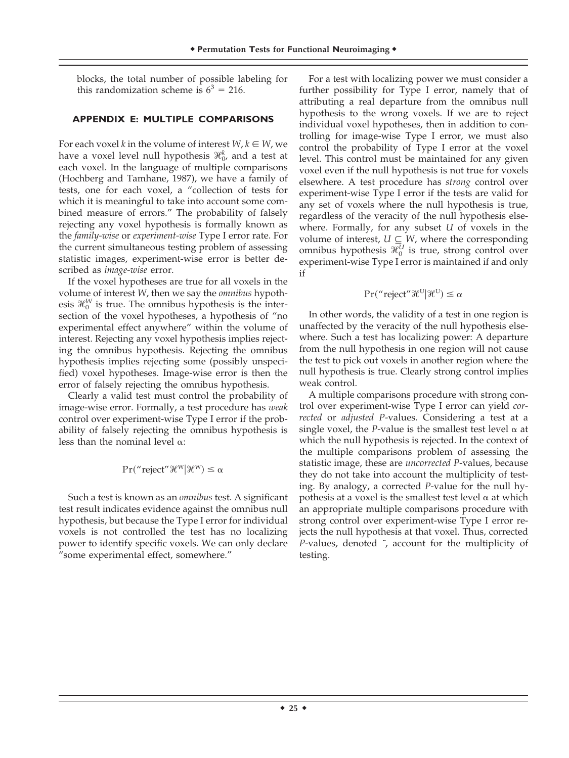blocks, the total number of possible labeling for this randomization scheme is $6^3 = 216$.

## APPENDIX E: MULTIPLE COMPARISONS

For each voxel $k$ in the volume of interest $W$, $k \in W$, we have a voxel level null hypothesis $\mathcal{H}_0^k$, and a test at each voxel. In the language of multiple comparisons (Hochberg and Tamhane, 1987), we have a family of tests, one for each voxel, a "collection of tests for which it is meaningful to take into account some combined measure of errors." The probability of falsely rejecting any voxel hypothesis is formally known as the *family-wise* or *experiment-wise* Type I error rate. For the current simultaneous testing problem of assessing statistic images, experiment-wise error is better described as *image-wise* error.

If the voxel hypotheses are true for all voxels in the volume of interest $W$, then we say the *omnibus* hypothesis $\mathcal{H}_0^W$ is true. The omnibus hypothesis is the intersection of the voxel hypotheses, a hypothesis of "no experimental effect anywhere" within the volume of interest. Rejecting any voxel hypothesis implies rejecting the omnibus hypothesis. Rejecting the omnibus hypothesis implies rejecting some (possibly unspecified) voxel hypotheses. Image-wise error is then the error of falsely rejecting the omnibus hypothesis.

Clearly a valid test must control the probability of image-wise error. Formally, a test procedure has *weak* control over experiment-wise Type I error if the probability of falsely rejecting the omnibus hypothesis is less than the nominal level $\alpha$:

$$\Pr(\text{"reject"}\mathcal{H}^W | \mathcal{H}^W) \leq \alpha$$

Such a test is known as an *omnibus* test. A significant test result indicates evidence against the omnibus null hypothesis, but because the Type I error for individual voxels is not controlled the test has no localizing power to identify specific voxels. We can only declare "some experimental effect, somewhere."

For a test with localizing power we must consider a further possibility for Type I error, namely that of attributing a real departure from the omnibus null hypothesis to the wrong voxels. If we are to reject individual voxel hypotheses, then in addition to controlling for image-wise Type I error, we must also control the probability of Type I error at the voxel level. This control must be maintained for any given voxel even if the null hypothesis is not true for voxels elsewhere. A test procedure has *strong* control over experiment-wise Type I error if the tests are valid for any set of voxels where the null hypothesis is true, regardless of the veracity of the null hypothesis elsewhere. Formally, for any subset $U$ of voxels in the volume of interest, $U \subseteq W$, where the corresponding omnibus hypothesis $\mathcal{H}_0^U$ is true, strong control over experiment-wise Type I error is maintained if and only if

$$\Pr(\text{"reject"}\mathcal{H}^U | \mathcal{H}^U) \leq \alpha$$

In other words, the validity of a test in one region is unaffected by the veracity of the null hypothesis elsewhere. Such a test has localizing power: A departure from the null hypothesis in one region will not cause the test to pick out voxels in another region where the null hypothesis is true. Clearly strong control implies weak control.

A multiple comparisons procedure with strong control over experiment-wise Type I error can yield *corrected* or *adjusted* $P$-values. Considering a test at a single voxel, the $P$-value is the smallest test level $\alpha$ at which the null hypothesis is rejected. In the context of the multiple comparisons problem of assessing the statistic image, these are *uncorrected* $P$-values, because they do not take into account the multiplicity of testing. By analogy, a corrected $P$-value for the null hypothesis at a voxel is the smallest test level $\alpha$ at which an appropriate multiple comparisons procedure with strong control over experiment-wise Type I error rejects the null hypothesis at that voxel. Thus, corrected $P$-values, denoted $\tilde{}$, account for the multiplicity of testing.